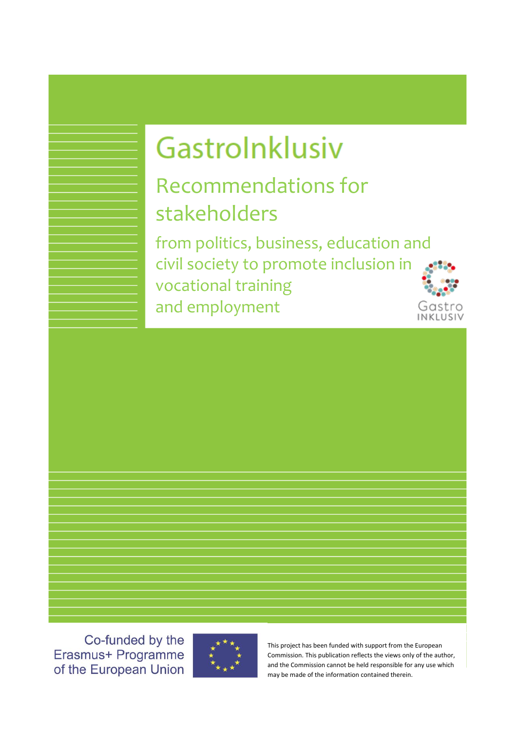# GastroInklusiv

## Recommendations for stakeholders

from politics, business, education and civil society to promote inclusion in vocational training and employment

Gastro INKLUSIV

Co-funded by the Erasmus+ Programme of the European Union

This project has been funded with support from the European Commission. This publication reflects the views only of the author, and the Commission cannot be held responsible for any use which may be made of the information contained therein.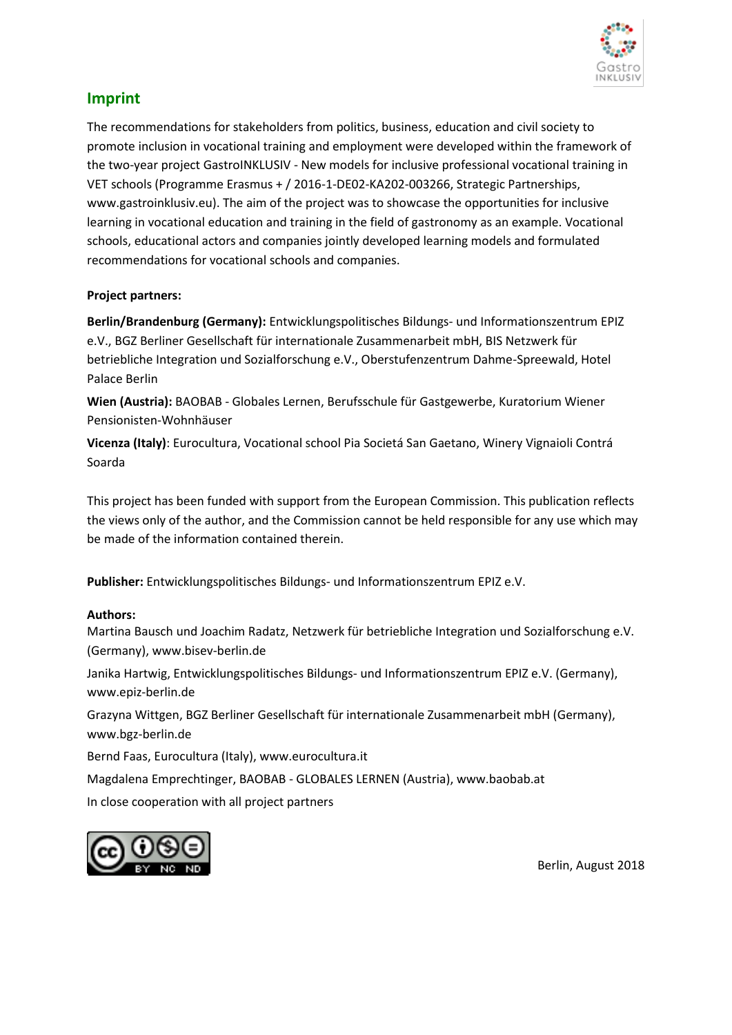## Imprint

The recommendations for stakeholders from politics, business, education and civil society to promote inclusion in vocational training and employment were developed within the framework of the two-year project GastroINKLUSIV - New models for inclusive professional vocational training in VET schools (Programme Erasmus + / 2016-1-DE02-KA202-003266, Strategic Partnerships, www.gastroinklusiv.eu). The aim of the project was to showcase the opportunities for inclusive learning in vocational education and training in the field of gastronomy as an example. Vocational schools, educational actors and companies jointly developed learning models and formulated recommendations for vocational schools and companies.

**Project partners:**

**Berlin/Brandenburg (Germany):** Entwicklungspolitisches Bildungs- und Informationszentrum EPIZ e.V., BGZ Berliner Gesellschaft für internationale Zusammenarbeit mbH, BIS Netzwerk für betriebliche Integration und Sozialforschung e.V., Oberstufenzentrum Dahme-Spreewald, Hotel Palace Berlin

**Wien (Austria):** BAOBAB - Globales Lernen, Berufsschule für Gastgewerbe, Kuratorium Wiener Pensionisten-Wohnhäuser

**Vicenza (Italy)**: Eurocultura, Vocational school Pia Societá San Gaetano, Winery Vignaioli Contrá Soarda

This project has been funded with support from the European Commission. This publication reflects the views only of the author, and the Commission cannot be held responsible for any use which may be made of the information contained therein.

**Publisher:** Entwicklungspolitisches Bildungs- und Informationszentrum EPIZ e.V.

**Authors:**

Martina Bausch und Joachim Radatz, Netzwerk für betriebliche Integration und Sozialforschung e.V. (Germany), www.bisev-berlin.de

Janika Hartwig, Entwicklungspolitisches Bildungs- und Informationszentrum EPIZ e.V. (Germany), www.epiz-berlin.de

Grazyna Wittgen, BGZ Berliner Gesellschaft für internationale Zusammenarbeit mbH (Germany), www.bgz-berlin.de

Bernd Faas, Eurocultura (Italy), www.eurocultura.it

Magdalena Emprechtinger, BAOBAB - GLOBALES LERNEN (Austria), www.baobab.at

In close cooperation with all project partners

Berlin, August 2018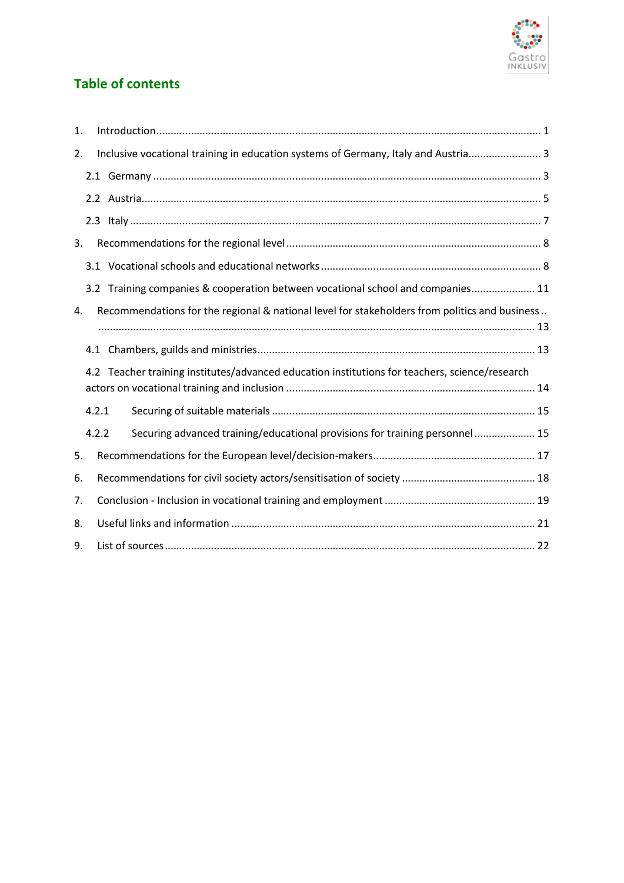## Table of contents

1. Introduction ........................................................................................................................ 1
2. Inclusive vocational training in education systems of Germany, Italy and Austria ......................... 3
   - 2.1 Germany .................................................................................................................... 3
   - 2.2 Austria ........................................................................................................................ 5
   - 2.3 Italy ............................................................................................................................ 7
3. Recommendations for the regional level ...................................................................................... 8
   - 3.1 Vocational schools and educational networks ........................................................................... 8
   - 3.2 Training companies & cooperation between vocational school and companies ....................... 11
4. Recommendations for the regional & national level for stakeholders from politics and business .. ..................................................................................................................................... 13
   - 4.1 Chambers, guilds and ministries ................................................................................................ 13
   - 4.2 Teacher training institutes/advanced education institutions for teachers, science/research actors on vocational training and inclusion ..................................................................................... 14
     - 4.2.1 Securing of suitable materials .......................................................................................... 15
     - 4.2.2 Securing advanced training/educational provisions for training personnel ..................... 15
5. Recommendations for the European level/decision-makers ........................................................ 17
6. Recommendations for civil society actors/sensitisation of society .............................................. 18
7. Conclusion - Inclusion in vocational training and employment .................................................... 19
8. Useful links and information ........................................................................................................ 21
9. List of sources ............................................................................................................................... 22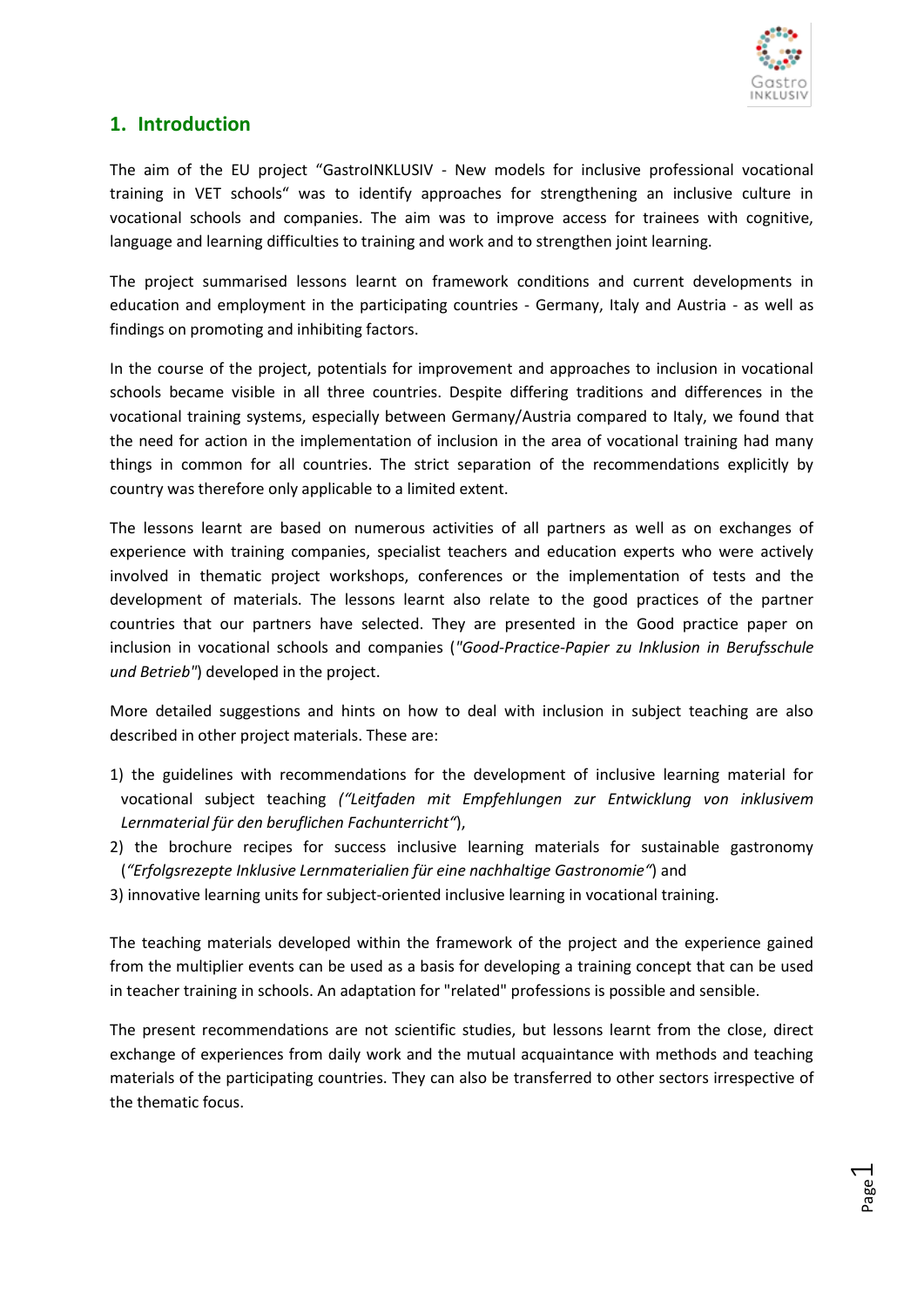## 1. Introduction

The aim of the EU project "GastroINKLUSIV - New models for inclusive professional vocational training in VET schools" was to identify approaches for strengthening an inclusive culture in vocational schools and companies. The aim was to improve access for trainees with cognitive, language and learning difficulties to training and work and to strengthen joint learning.

The project summarised lessons learnt on framework conditions and current developments in education and employment in the participating countries - Germany, Italy and Austria - as well as findings on promoting and inhibiting factors.

In the course of the project, potentials for improvement and approaches to inclusion in vocational schools became visible in all three countries. Despite differing traditions and differences in the vocational training systems, especially between Germany/Austria compared to Italy, we found that the need for action in the implementation of inclusion in the area of vocational training had many things in common for all countries. The strict separation of the recommendations explicitly by country was therefore only applicable to a limited extent.

The lessons learnt are based on numerous activities of all partners as well as on exchanges of experience with training companies, specialist teachers and education experts who were actively involved in thematic project workshops, conferences or the implementation of tests and the development of materials. The lessons learnt also relate to the good practices of the partner countries that our partners have selected. They are presented in the Good practice paper on inclusion in vocational schools and companies (*"Good-Practice-Papier zu Inklusion in Berufsschule und Betrieb"*) developed in the project.

More detailed suggestions and hints on how to deal with inclusion in subject teaching are also described in other project materials. These are:

1) the guidelines with recommendations for the development of inclusive learning material for vocational subject teaching *("Leitfaden mit Empfehlungen zur Entwicklung von inklusivem Lernmaterial für den beruflichen Fachunterricht"*),
2) the brochure recipes for success inclusive learning materials for sustainable gastronomy (*"Erfolgsrezepte Inklusive Lernmaterialien für eine nachhaltige Gastronomie"*) and
3) innovative learning units for subject-oriented inclusive learning in vocational training.

The teaching materials developed within the framework of the project and the experience gained from the multiplier events can be used as a basis for developing a training concept that can be used in teacher training in schools. An adaptation for "related" professions is possible and sensible.

The present recommendations are not scientific studies, but lessons learnt from the close, direct exchange of experiences from daily work and the mutual acquaintance with methods and teaching materials of the participating countries. They can also be transferred to other sectors irrespective of the thematic focus.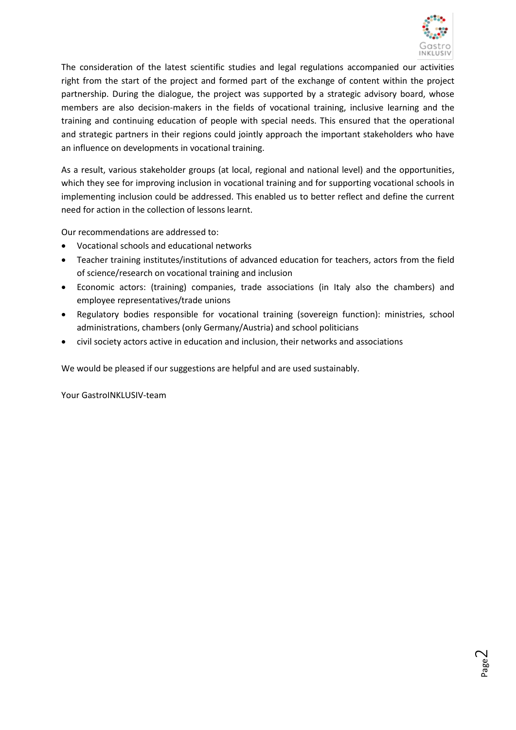The consideration of the latest scientific studies and legal regulations accompanied our activities right from the start of the project and formed part of the exchange of content within the project partnership. During the dialogue, the project was supported by a strategic advisory board, whose members are also decision-makers in the fields of vocational training, inclusive learning and the training and continuing education of people with special needs. This ensured that the operational and strategic partners in their regions could jointly approach the important stakeholders who have an influence on developments in vocational training.

As a result, various stakeholder groups (at local, regional and national level) and the opportunities, which they see for improving inclusion in vocational training and for supporting vocational schools in implementing inclusion could be addressed. This enabled us to better reflect and define the current need for action in the collection of lessons learnt.

Our recommendations are addressed to:

- Vocational schools and educational networks
- Teacher training institutes/institutions of advanced education for teachers, actors from the field of science/research on vocational training and inclusion
- Economic actors: (training) companies, trade associations (in Italy also the chambers) and employee representatives/trade unions
- Regulatory bodies responsible for vocational training (sovereign function): ministries, school administrations, chambers (only Germany/Austria) and school politicians
- civil society actors active in education and inclusion, their networks and associations

We would be pleased if our suggestions are helpful and are used sustainably.

Your GastroINKLUSIV-team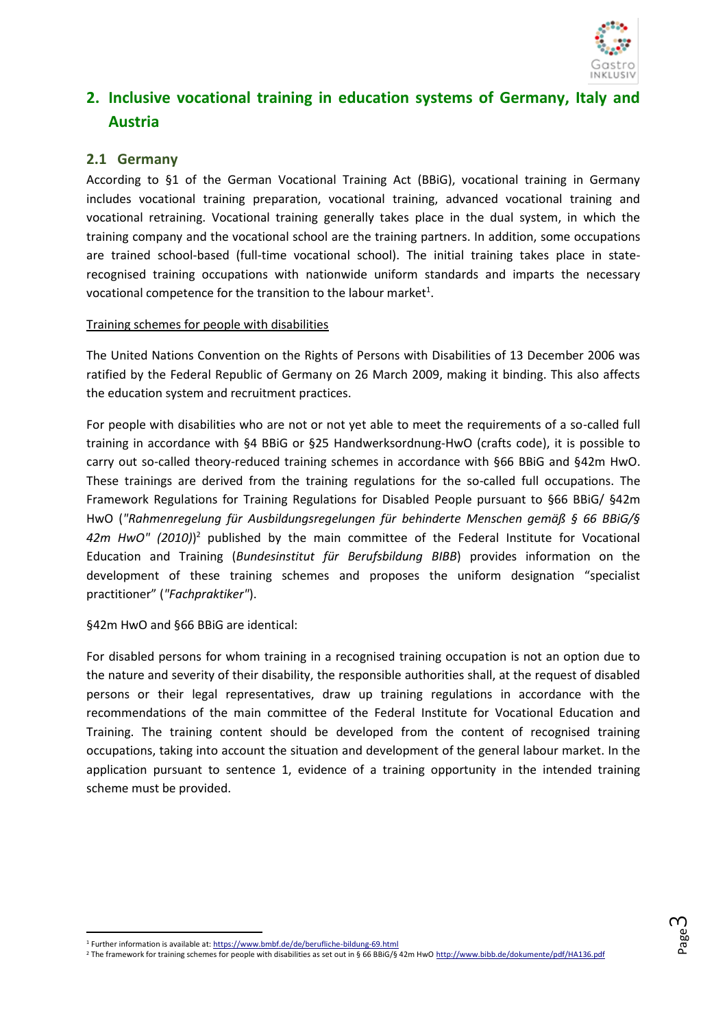## 2. Inclusive vocational training in education systems of Germany, Italy and Austria

### 2.1 Germany

According to §1 of the German Vocational Training Act (BBiG), vocational training in Germany includes vocational training preparation, vocational training, advanced vocational training and vocational retraining. Vocational training generally takes place in the dual system, in which the training company and the vocational school are the training partners. In addition, some occupations are trained school-based (full-time vocational school). The initial training takes place in state-recognised training occupations with nationwide uniform standards and imparts the necessary vocational competence for the transition to the labour market[1].

Training schemes for people with disabilities

The United Nations Convention on the Rights of Persons with Disabilities of 13 December 2006 was ratified by the Federal Republic of Germany on 26 March 2009, making it binding. This also affects the education system and recruitment practices.

For people with disabilities who are not or not yet able to meet the requirements of a so-called full training in accordance with §4 BBiG or §25 Handwerksordnung-HwO (crafts code), it is possible to carry out so-called theory-reduced training schemes in accordance with §66 BBiG and §42m HwO. These trainings are derived from the training regulations for the so-called full occupations. The Framework Regulations for Training Regulations for Disabled People pursuant to §66 BBiG/ §42m HwO (*"Rahmenregelung für Ausbildungsregelungen für behinderte Menschen gemäß § 66 BBiG/§ 42m HwO" (2010)*)[2] published by the main committee of the Federal Institute for Vocational Education and Training (*Bundesinstitut für Berufsbildung BIBB*) provides information on the development of these training schemes and proposes the uniform designation "specialist practitioner" (*"Fachpraktiker"*).

§42m HwO and §66 BBiG are identical:

For disabled persons for whom training in a recognised training occupation is not an option due to the nature and severity of their disability, the responsible authorities shall, at the request of disabled persons or their legal representatives, draw up training regulations in accordance with the recommendations of the main committee of the Federal Institute for Vocational Education and Training. The training content should be developed from the content of recognised training occupations, taking into account the situation and development of the general labour market. In the application pursuant to sentence 1, evidence of a training opportunity in the intended training scheme must be provided.

---

[1] Further information is available at: https://www.bmbf.de/de/berufliche-bildung-69.html

[2] The framework for training schemes for people with disabilities as set out in § 66 BBiG/§ 42m HwO http://www.bibb.de/dokumente/pdf/HA136.pdf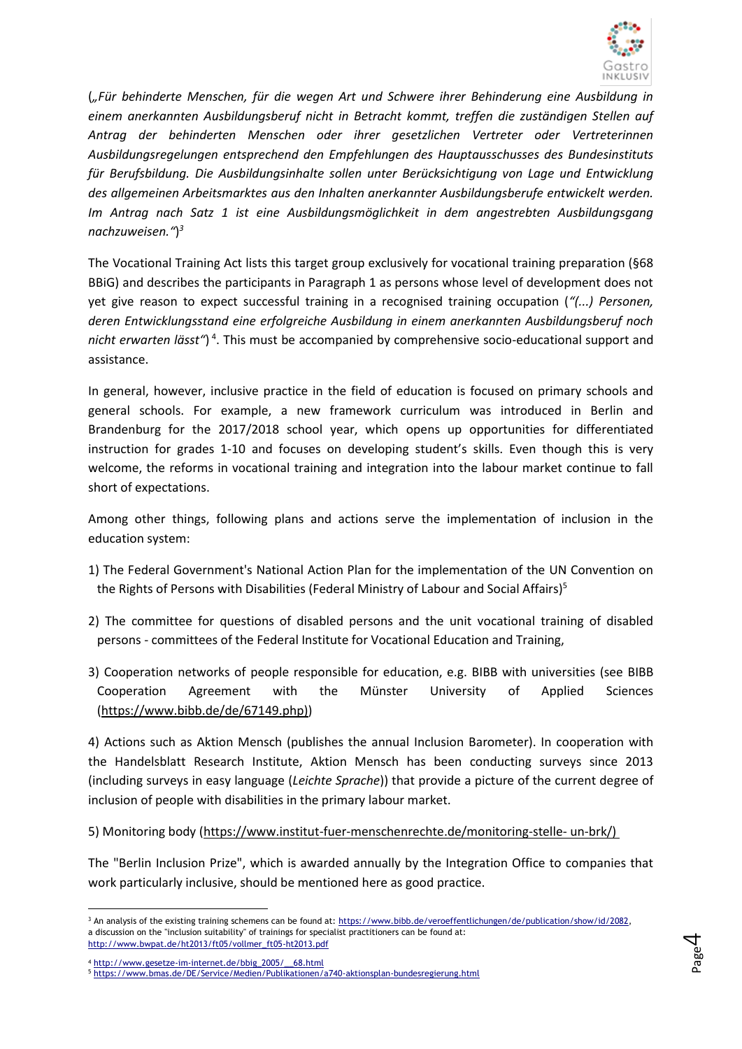(*„Für behinderte Menschen, für die wegen Art und Schwere ihrer Behinderung eine Ausbildung in einem anerkannten Ausbildungsberuf nicht in Betracht kommt, treffen die zuständigen Stellen auf Antrag der behinderten Menschen oder ihrer gesetzlichen Vertreter oder Vertreterinnen Ausbildungsregelungen entsprechend den Empfehlungen des Hauptausschusses des Bundesinstituts für Berufsbildung. Die Ausbildungsinhalte sollen unter Berücksichtigung von Lage und Entwicklung des allgemeinen Arbeitsmarktes aus den Inhalten anerkannter Ausbildungsberufe entwickelt werden. Im Antrag nach Satz 1 ist eine Ausbildungsmöglichkeit in dem angestrebten Ausbildungsgang nachzuweisen."*)[3]

The Vocational Training Act lists this target group exclusively for vocational training preparation (§68 BBiG) and describes the participants in Paragraph 1 as persons whose level of development does not yet give reason to expect successful training in a recognised training occupation (*"(...) Personen, deren Entwicklungsstand eine erfolgreiche Ausbildung in einem anerkannten Ausbildungsberuf noch nicht erwarten lässt"*)[4]. This must be accompanied by comprehensive socio-educational support and assistance.

In general, however, inclusive practice in the field of education is focused on primary schools and general schools. For example, a new framework curriculum was introduced in Berlin and Brandenburg for the 2017/2018 school year, which opens up opportunities for differentiated instruction for grades 1-10 and focuses on developing student's skills. Even though this is very welcome, the reforms in vocational training and integration into the labour market continue to fall short of expectations.

Among other things, following plans and actions serve the implementation of inclusion in the education system:

1) The Federal Government's National Action Plan for the implementation of the UN Convention on the Rights of Persons with Disabilities (Federal Ministry of Labour and Social Affairs)[5]

2) The committee for questions of disabled persons and the unit vocational training of disabled persons - committees of the Federal Institute for Vocational Education and Training,

3) Cooperation networks of people responsible for education, e.g. BIBB with universities (see BIBB Cooperation Agreement with the Münster University of Applied Sciences (https://www.bibb.de/de/67149.php))

4) Actions such as Aktion Mensch (publishes the annual Inclusion Barometer). In cooperation with the Handelsblatt Research Institute, Aktion Mensch has been conducting surveys since 2013 (including surveys in easy language (*Leichte Sprache*)) that provide a picture of the current degree of inclusion of people with disabilities in the primary labour market.

5) Monitoring body (https://www.institut-fuer-menschenrechte.de/monitoring-stelle- un-brk/)

The "Berlin Inclusion Prize", which is awarded annually by the Integration Office to companies that work particularly inclusive, should be mentioned here as good practice.

---

[3] An analysis of the existing training schemens can be found at: https://www.bibb.de/veroeffentlichungen/de/publication/show/id/2082, a discussion on the "inclusion suitability" of trainings for specialist practitioners can be found at: http://www.bwpat.de/ht2013/ft05/vollmer_ft05-ht2013.pdf

[4] http://www.gesetze-im-internet.de/bbig_2005/__68.html

[5] https://www.bmas.de/DE/Service/Medien/Publikationen/a740-aktionsplan-bundesregierung.html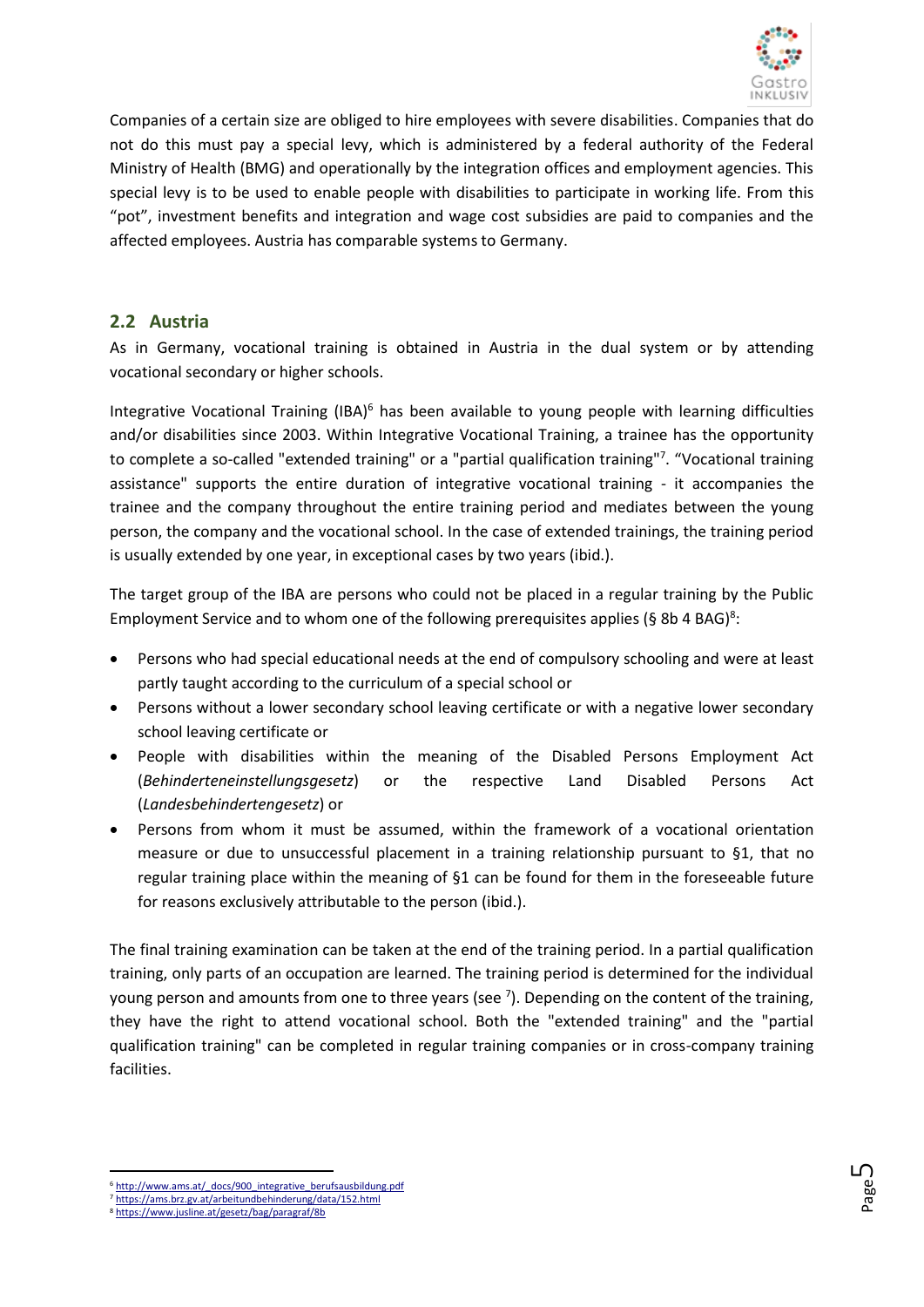Companies of a certain size are obliged to hire employees with severe disabilities. Companies that do not do this must pay a special levy, which is administered by a federal authority of the Federal Ministry of Health (BMG) and operationally by the integration offices and employment agencies. This special levy is to be used to enable people with disabilities to participate in working life. From this "pot", investment benefits and integration and wage cost subsidies are paid to companies and the affected employees. Austria has comparable systems to Germany.

## 2.2 Austria

As in Germany, vocational training is obtained in Austria in the dual system or by attending vocational secondary or higher schools.

Integrative Vocational Training (IBA)[6] has been available to young people with learning difficulties and/or disabilities since 2003. Within Integrative Vocational Training, a trainee has the opportunity to complete a so-called "extended training" or a "partial qualification training"[7]. "Vocational training assistance" supports the entire duration of integrative vocational training - it accompanies the trainee and the company throughout the entire training period and mediates between the young person, the company and the vocational school. In the case of extended trainings, the training period is usually extended by one year, in exceptional cases by two years (ibid.).

The target group of the IBA are persons who could not be placed in a regular training by the Public Employment Service and to whom one of the following prerequisites applies (§ 8b 4 BAG)[8]:

- Persons who had special educational needs at the end of compulsory schooling and were at least partly taught according to the curriculum of a special school or
- Persons without a lower secondary school leaving certificate or with a negative lower secondary school leaving certificate or
- People with disabilities within the meaning of the Disabled Persons Employment Act (*Behinderteneinstellungsgesetz*) or the respective Land Disabled Persons Act (*Landesbehindertengesetz*) or
- Persons from whom it must be assumed, within the framework of a vocational orientation measure or due to unsuccessful placement in a training relationship pursuant to §1, that no regular training place within the meaning of §1 can be found for them in the foreseeable future for reasons exclusively attributable to the person (ibid.).

The final training examination can be taken at the end of the training period. In a partial qualification training, only parts of an occupation are learned. The training period is determined for the individual young person and amounts from one to three years (see [7]). Depending on the content of the training, they have the right to attend vocational school. Both the "extended training" and the "partial qualification training" can be completed in regular training companies or in cross-company training facilities.

---

[6] http://www.ams.at/_docs/900_integrative_berufsausbildung.pdf
[7] https://ams.brz.gv.at/arbeitundbehinderung/data/152.html
[8] https://www.jusline.at/gesetz/bag/paragraf/8b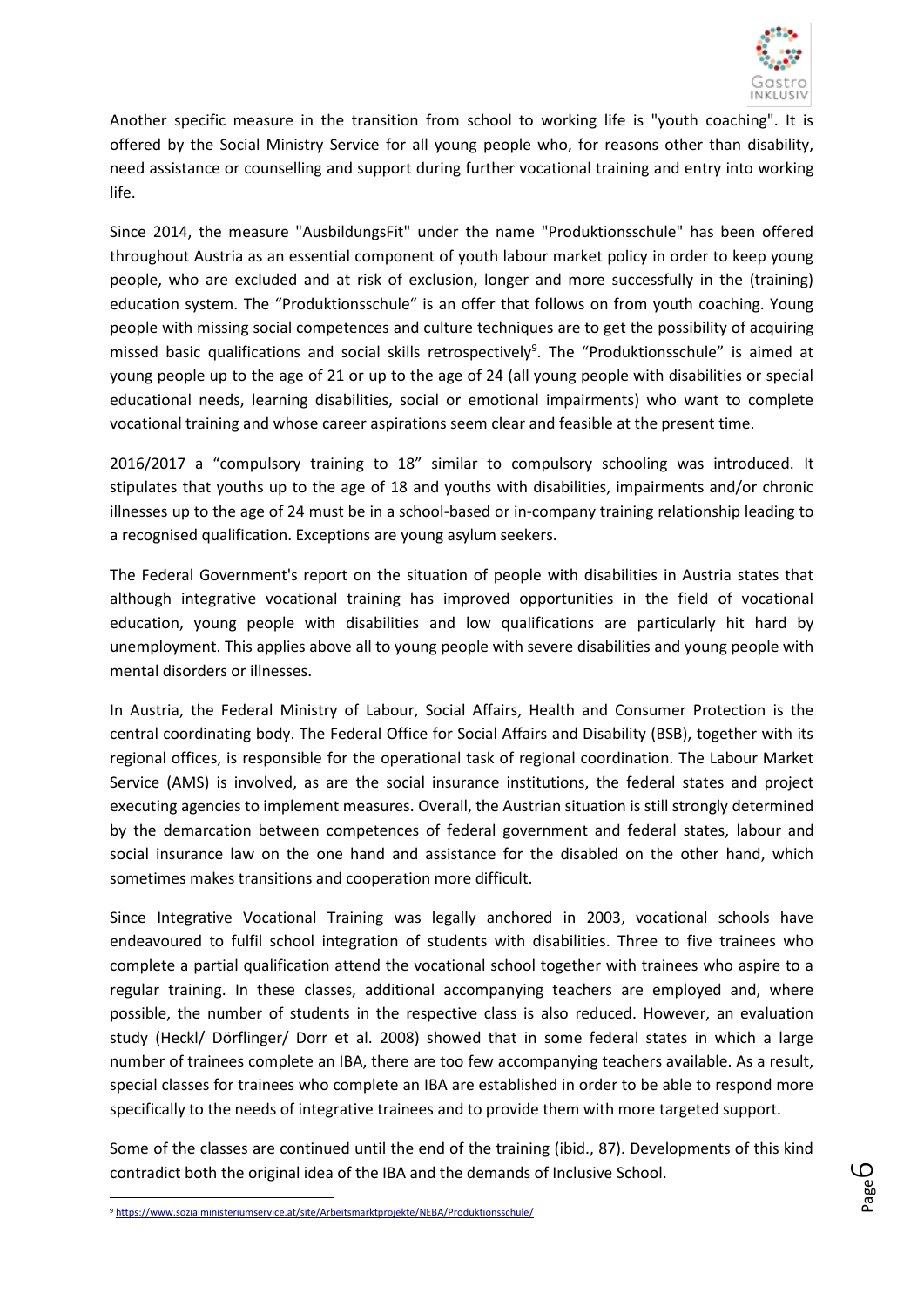Another specific measure in the transition from school to working life is "youth coaching". It is offered by the Social Ministry Service for all young people who, for reasons other than disability, need assistance or counselling and support during further vocational training and entry into working life.

Since 2014, the measure "AusbildungsFit" under the name "Produktionsschule" has been offered throughout Austria as an essential component of youth labour market policy in order to keep young people, who are excluded and at risk of exclusion, longer and more successfully in the (training) education system. The "Produktionsschule" is an offer that follows on from youth coaching. Young people with missing social competences and culture techniques are to get the possibility of acquiring missed basic qualifications and social skills retrospectively[9]. The "Produktionsschule" is aimed at young people up to the age of 21 or up to the age of 24 (all young people with disabilities or special educational needs, learning disabilities, social or emotional impairments) who want to complete vocational training and whose career aspirations seem clear and feasible at the present time.

2016/2017 a "compulsory training to 18" similar to compulsory schooling was introduced. It stipulates that youths up to the age of 18 and youths with disabilities, impairments and/or chronic illnesses up to the age of 24 must be in a school-based or in-company training relationship leading to a recognised qualification. Exceptions are young asylum seekers.

The Federal Government's report on the situation of people with disabilities in Austria states that although integrative vocational training has improved opportunities in the field of vocational education, young people with disabilities and low qualifications are particularly hit hard by unemployment. This applies above all to young people with severe disabilities and young people with mental disorders or illnesses.

In Austria, the Federal Ministry of Labour, Social Affairs, Health and Consumer Protection is the central coordinating body. The Federal Office for Social Affairs and Disability (BSB), together with its regional offices, is responsible for the operational task of regional coordination. The Labour Market Service (AMS) is involved, as are the social insurance institutions, the federal states and project executing agencies to implement measures. Overall, the Austrian situation is still strongly determined by the demarcation between competences of federal government and federal states, labour and social insurance law on the one hand and assistance for the disabled on the other hand, which sometimes makes transitions and cooperation more difficult.

Since Integrative Vocational Training was legally anchored in 2003, vocational schools have endeavoured to fulfil school integration of students with disabilities. Three to five trainees who complete a partial qualification attend the vocational school together with trainees who aspire to a regular training. In these classes, additional accompanying teachers are employed and, where possible, the number of students in the respective class is also reduced. However, an evaluation study (Heckl/ Dörflinger/ Dorr et al. 2008) showed that in some federal states in which a large number of trainees complete an IBA, there are too few accompanying teachers available. As a result, special classes for trainees who complete an IBA are established in order to be able to respond more specifically to the needs of integrative trainees and to provide them with more targeted support.

Some of the classes are continued until the end of the training (ibid., 87). Developments of this kind contradict both the original idea of the IBA and the demands of Inclusive School.

[9] https://www.sozialministeriumservice.at/site/Arbeitsmarktprojekte/NEBA/Produktionsschule/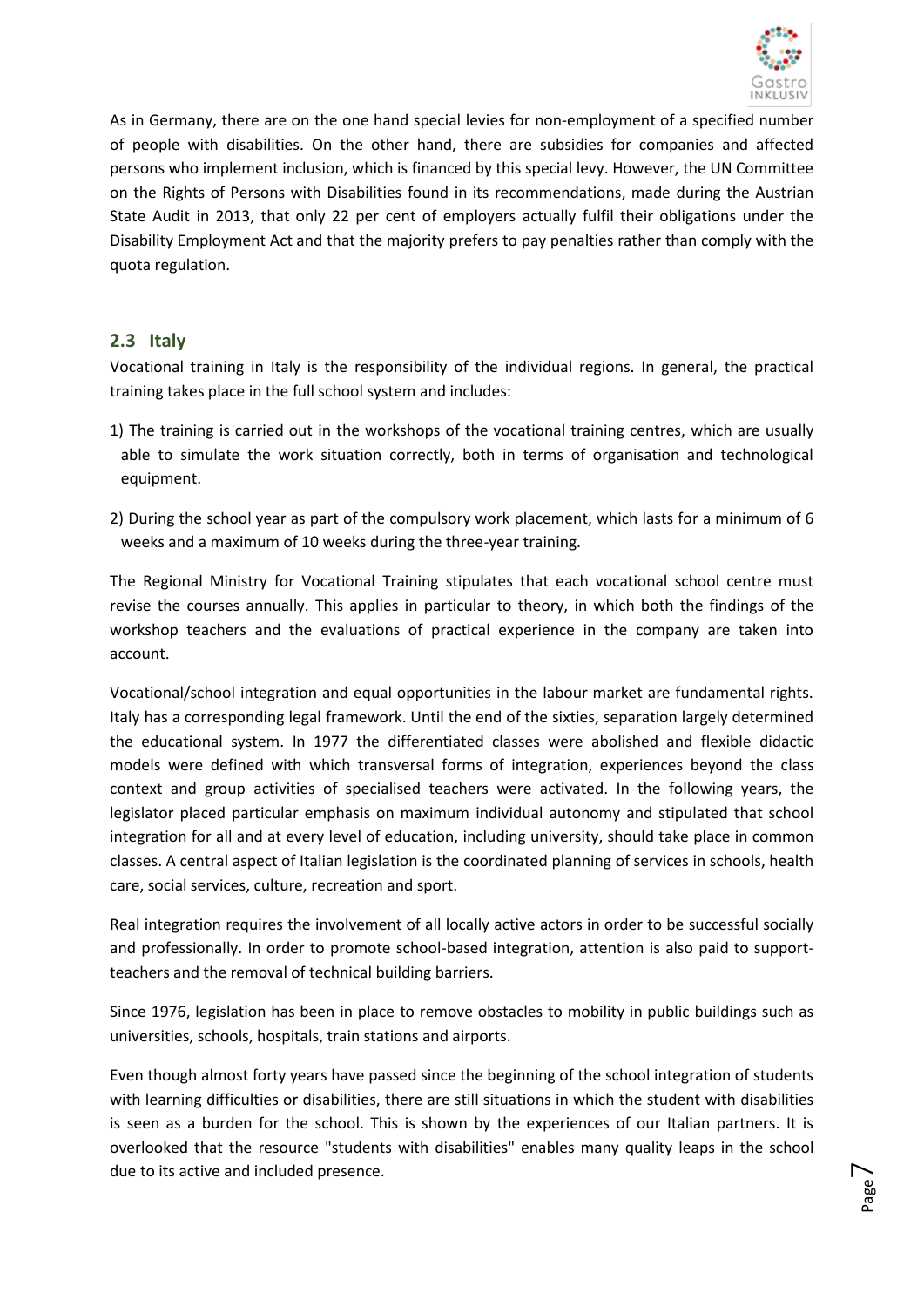As in Germany, there are on the one hand special levies for non-employment of a specified number of people with disabilities. On the other hand, there are subsidies for companies and affected persons who implement inclusion, which is financed by this special levy. However, the UN Committee on the Rights of Persons with Disabilities found in its recommendations, made during the Austrian State Audit in 2013, that only 22 per cent of employers actually fulfil their obligations under the Disability Employment Act and that the majority prefers to pay penalties rather than comply with the quota regulation.

## 2.3 Italy

Vocational training in Italy is the responsibility of the individual regions. In general, the practical training takes place in the full school system and includes:

1) The training is carried out in the workshops of the vocational training centres, which are usually able to simulate the work situation correctly, both in terms of organisation and technological equipment.

2) During the school year as part of the compulsory work placement, which lasts for a minimum of 6 weeks and a maximum of 10 weeks during the three-year training.

The Regional Ministry for Vocational Training stipulates that each vocational school centre must revise the courses annually. This applies in particular to theory, in which both the findings of the workshop teachers and the evaluations of practical experience in the company are taken into account.

Vocational/school integration and equal opportunities in the labour market are fundamental rights. Italy has a corresponding legal framework. Until the end of the sixties, separation largely determined the educational system. In 1977 the differentiated classes were abolished and flexible didactic models were defined with which transversal forms of integration, experiences beyond the class context and group activities of specialised teachers were activated. In the following years, the legislator placed particular emphasis on maximum individual autonomy and stipulated that school integration for all and at every level of education, including university, should take place in common classes. A central aspect of Italian legislation is the coordinated planning of services in schools, health care, social services, culture, recreation and sport.

Real integration requires the involvement of all locally active actors in order to be successful socially and professionally. In order to promote school-based integration, attention is also paid to support-teachers and the removal of technical building barriers.

Since 1976, legislation has been in place to remove obstacles to mobility in public buildings such as universities, schools, hospitals, train stations and airports.

Even though almost forty years have passed since the beginning of the school integration of students with learning difficulties or disabilities, there are still situations in which the student with disabilities is seen as a burden for the school. This is shown by the experiences of our Italian partners. It is overlooked that the resource "students with disabilities" enables many quality leaps in the school due to its active and included presence.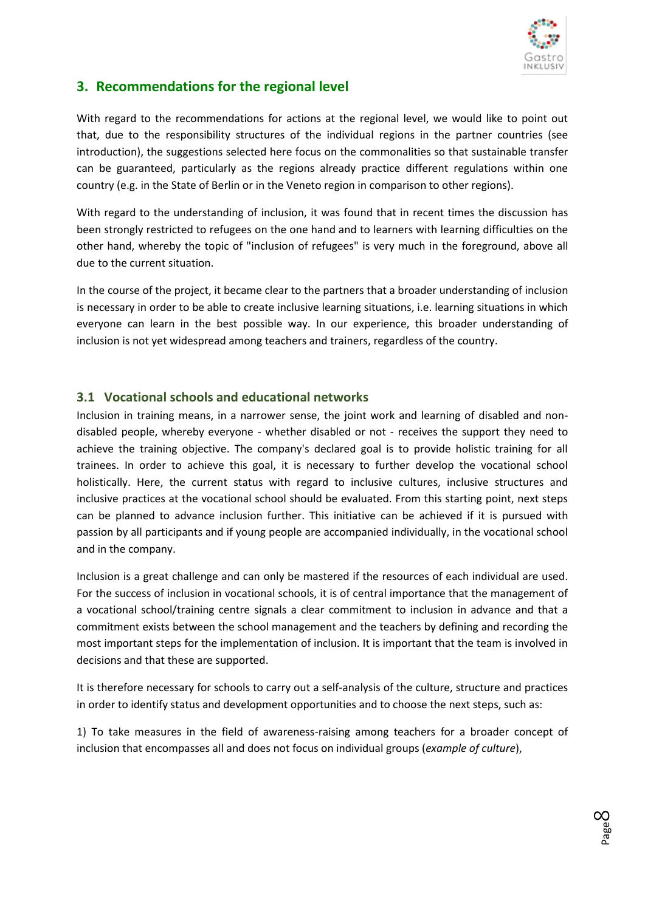## 3. Recommendations for the regional level

With regard to the recommendations for actions at the regional level, we would like to point out that, due to the responsibility structures of the individual regions in the partner countries (see introduction), the suggestions selected here focus on the commonalities so that sustainable transfer can be guaranteed, particularly as the regions already practice different regulations within one country (e.g. in the State of Berlin or in the Veneto region in comparison to other regions).

With regard to the understanding of inclusion, it was found that in recent times the discussion has been strongly restricted to refugees on the one hand and to learners with learning difficulties on the other hand, whereby the topic of "inclusion of refugees" is very much in the foreground, above all due to the current situation.

In the course of the project, it became clear to the partners that a broader understanding of inclusion is necessary in order to be able to create inclusive learning situations, i.e. learning situations in which everyone can learn in the best possible way. In our experience, this broader understanding of inclusion is not yet widespread among teachers and trainers, regardless of the country.

### 3.1 Vocational schools and educational networks

Inclusion in training means, in a narrower sense, the joint work and learning of disabled and non-disabled people, whereby everyone - whether disabled or not - receives the support they need to achieve the training objective. The company's declared goal is to provide holistic training for all trainees. In order to achieve this goal, it is necessary to further develop the vocational school holistically. Here, the current status with regard to inclusive cultures, inclusive structures and inclusive practices at the vocational school should be evaluated. From this starting point, next steps can be planned to advance inclusion further. This initiative can be achieved if it is pursued with passion by all participants and if young people are accompanied individually, in the vocational school and in the company.

Inclusion is a great challenge and can only be mastered if the resources of each individual are used. For the success of inclusion in vocational schools, it is of central importance that the management of a vocational school/training centre signals a clear commitment to inclusion in advance and that a commitment exists between the school management and the teachers by defining and recording the most important steps for the implementation of inclusion. It is important that the team is involved in decisions and that these are supported.

It is therefore necessary for schools to carry out a self-analysis of the culture, structure and practices in order to identify status and development opportunities and to choose the next steps, such as:

1) To take measures in the field of awareness-raising among teachers for a broader concept of inclusion that encompasses all and does not focus on individual groups (*example of culture*),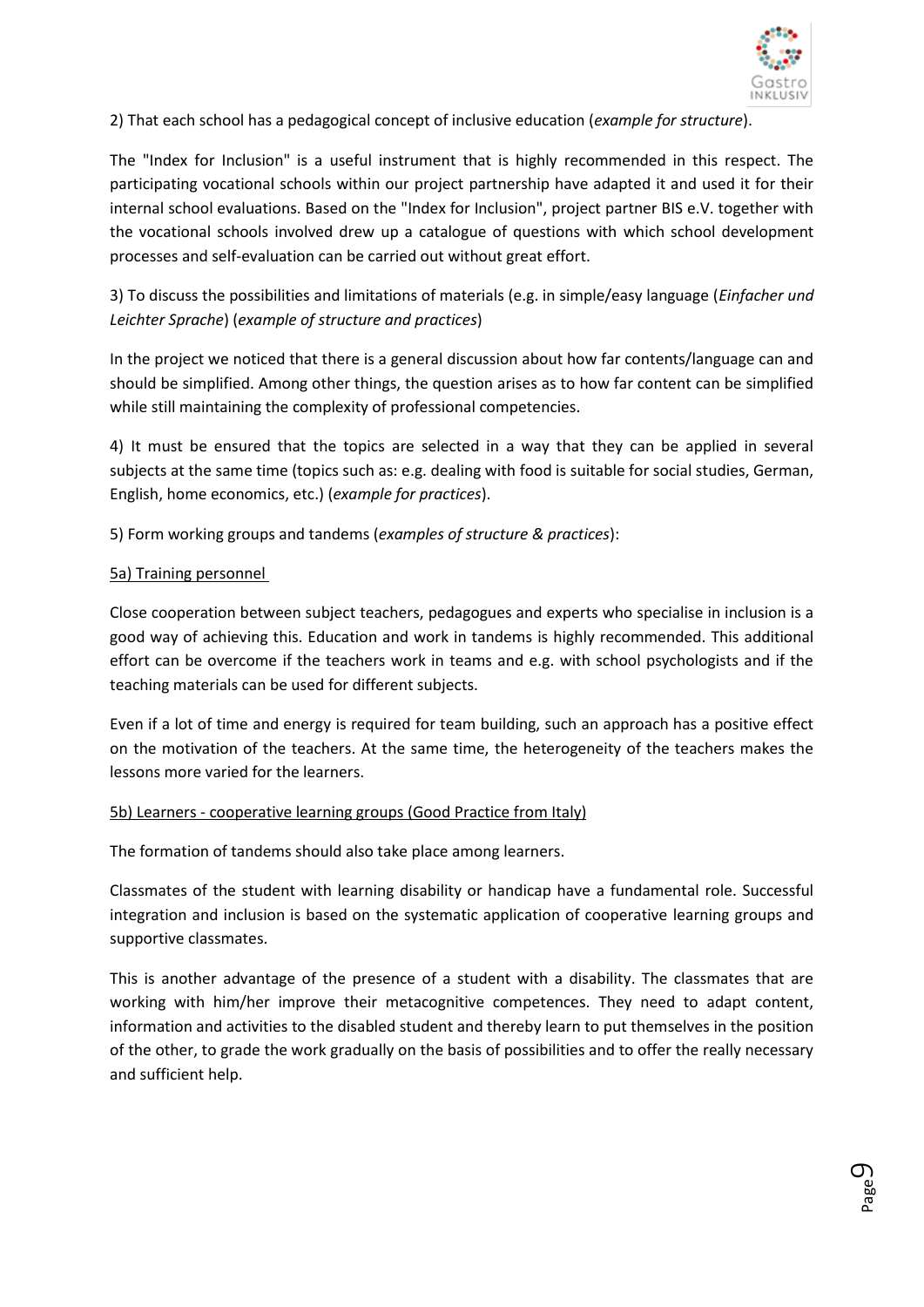2) That each school has a pedagogical concept of inclusive education (*example for structure*).

The "Index for Inclusion" is a useful instrument that is highly recommended in this respect. The participating vocational schools within our project partnership have adapted it and used it for their internal school evaluations. Based on the "Index for Inclusion", project partner BIS e.V. together with the vocational schools involved drew up a catalogue of questions with which school development processes and self-evaluation can be carried out without great effort.

3) To discuss the possibilities and limitations of materials (e.g. in simple/easy language (*Einfacher und Leichter Sprache*) (*example of structure and practices*)

In the project we noticed that there is a general discussion about how far contents/language can and should be simplified. Among other things, the question arises as to how far content can be simplified while still maintaining the complexity of professional competencies.

4) It must be ensured that the topics are selected in a way that they can be applied in several subjects at the same time (topics such as: e.g. dealing with food is suitable for social studies, German, English, home economics, etc.) (*example for practices*).

5) Form working groups and tandems (*examples of structure & practices*):

5a) Training personnel

Close cooperation between subject teachers, pedagogues and experts who specialise in inclusion is a good way of achieving this. Education and work in tandems is highly recommended. This additional effort can be overcome if the teachers work in teams and e.g. with school psychologists and if the teaching materials can be used for different subjects.

Even if a lot of time and energy is required for team building, such an approach has a positive effect on the motivation of the teachers. At the same time, the heterogeneity of the teachers makes the lessons more varied for the learners.

5b) Learners - cooperative learning groups (Good Practice from Italy)

The formation of tandems should also take place among learners.

Classmates of the student with learning disability or handicap have a fundamental role. Successful integration and inclusion is based on the systematic application of cooperative learning groups and supportive classmates.

This is another advantage of the presence of a student with a disability. The classmates that are working with him/her improve their metacognitive competences. They need to adapt content, information and activities to the disabled student and thereby learn to put themselves in the position of the other, to grade the work gradually on the basis of possibilities and to offer the really necessary and sufficient help.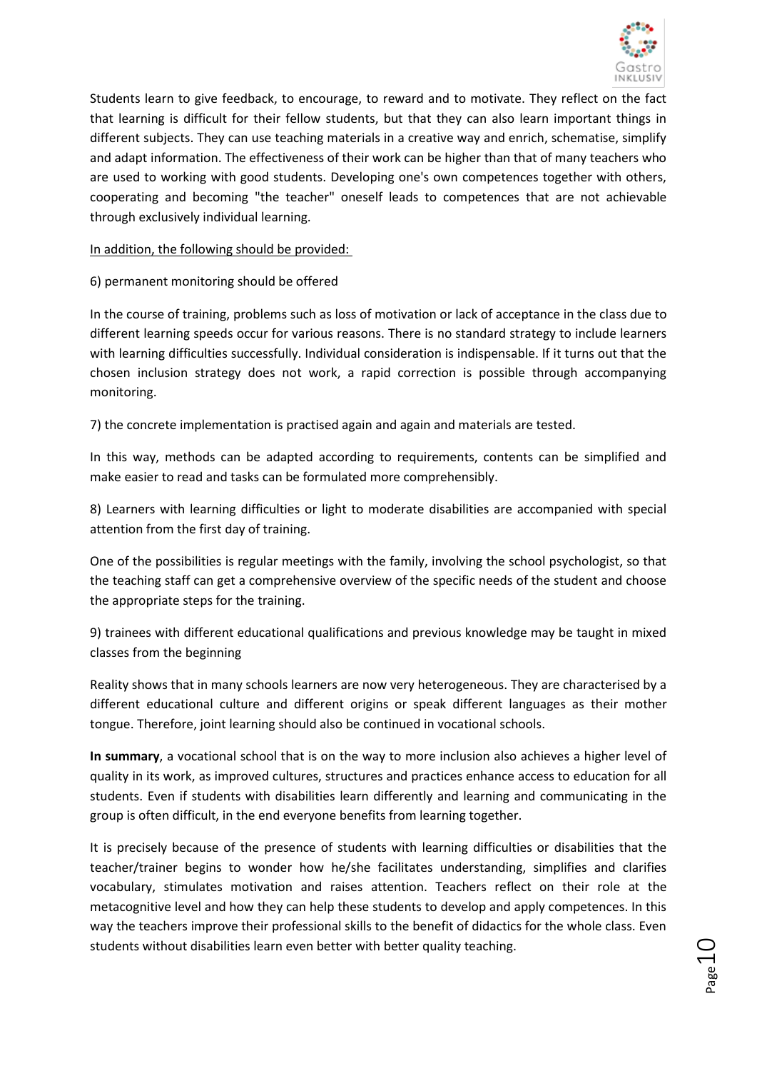Students learn to give feedback, to encourage, to reward and to motivate. They reflect on the fact that learning is difficult for their fellow students, but that they can also learn important things in different subjects. They can use teaching materials in a creative way and enrich, schematise, simplify and adapt information. The effectiveness of their work can be higher than that of many teachers who are used to working with good students. Developing one's own competences together with others, cooperating and becoming "the teacher" oneself leads to competences that are not achievable through exclusively individual learning.

In addition, the following should be provided:

6) permanent monitoring should be offered

In the course of training, problems such as loss of motivation or lack of acceptance in the class due to different learning speeds occur for various reasons. There is no standard strategy to include learners with learning difficulties successfully. Individual consideration is indispensable. If it turns out that the chosen inclusion strategy does not work, a rapid correction is possible through accompanying monitoring.

7) the concrete implementation is practised again and again and materials are tested.

In this way, methods can be adapted according to requirements, contents can be simplified and make easier to read and tasks can be formulated more comprehensibly.

8) Learners with learning difficulties or light to moderate disabilities are accompanied with special attention from the first day of training.

One of the possibilities is regular meetings with the family, involving the school psychologist, so that the teaching staff can get a comprehensive overview of the specific needs of the student and choose the appropriate steps for the training.

9) trainees with different educational qualifications and previous knowledge may be taught in mixed classes from the beginning

Reality shows that in many schools learners are now very heterogeneous. They are characterised by a different educational culture and different origins or speak different languages as their mother tongue. Therefore, joint learning should also be continued in vocational schools.

**In summary**, a vocational school that is on the way to more inclusion also achieves a higher level of quality in its work, as improved cultures, structures and practices enhance access to education for all students. Even if students with disabilities learn differently and learning and communicating in the group is often difficult, in the end everyone benefits from learning together.

It is precisely because of the presence of students with learning difficulties or disabilities that the teacher/trainer begins to wonder how he/she facilitates understanding, simplifies and clarifies vocabulary, stimulates motivation and raises attention. Teachers reflect on their role at the metacognitive level and how they can help these students to develop and apply competences. In this way the teachers improve their professional skills to the benefit of didactics for the whole class. Even students without disabilities learn even better with better quality teaching.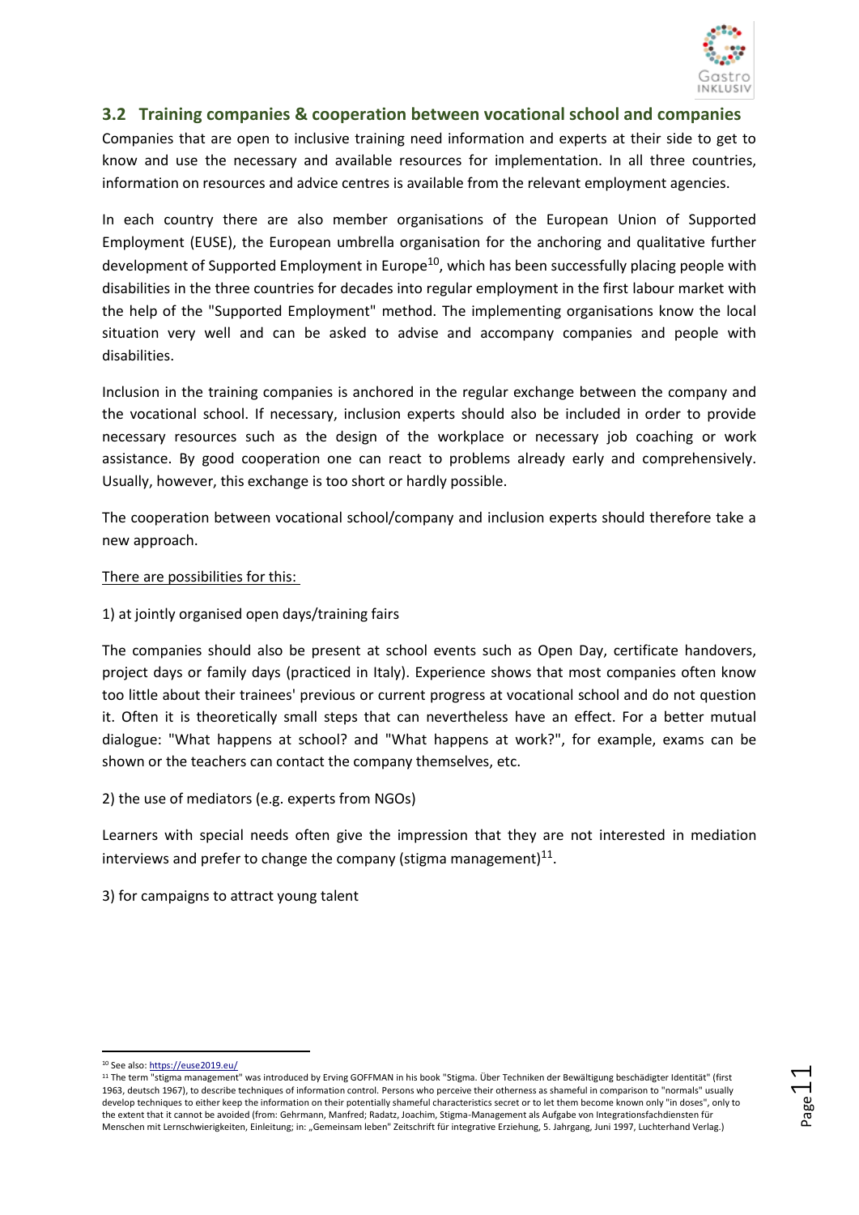## 3.2 Training companies & cooperation between vocational school and companies

Companies that are open to inclusive training need information and experts at their side to get to know and use the necessary and available resources for implementation. In all three countries, information on resources and advice centres is available from the relevant employment agencies.

In each country there are also member organisations of the European Union of Supported Employment (EUSE), the European umbrella organisation for the anchoring and qualitative further development of Supported Employment in Europe[10], which has been successfully placing people with disabilities in the three countries for decades into regular employment in the first labour market with the help of the "Supported Employment" method. The implementing organisations know the local situation very well and can be asked to advise and accompany companies and people with disabilities.

Inclusion in the training companies is anchored in the regular exchange between the company and the vocational school. If necessary, inclusion experts should also be included in order to provide necessary resources such as the design of the workplace or necessary job coaching or work assistance. By good cooperation one can react to problems already early and comprehensively. Usually, however, this exchange is too short or hardly possible.

The cooperation between vocational school/company and inclusion experts should therefore take a new approach.

There are possibilities for this:

1) at jointly organised open days/training fairs

The companies should also be present at school events such as Open Day, certificate handovers, project days or family days (practiced in Italy). Experience shows that most companies often know too little about their trainees' previous or current progress at vocational school and do not question it. Often it is theoretically small steps that can nevertheless have an effect. For a better mutual dialogue: "What happens at school? and "What happens at work?", for example, exams can be shown or the teachers can contact the company themselves, etc.

2) the use of mediators (e.g. experts from NGOs)

Learners with special needs often give the impression that they are not interested in mediation interviews and prefer to change the company (stigma management)[11].

3) for campaigns to attract young talent

---

[10] See also: https://euse2019.eu/

[11] The term "stigma management" was introduced by Erving GOFFMAN in his book "Stigma. Über Techniken der Bewältigung beschädigter Identität" (first 1963, deutsch 1967), to describe techniques of information control. Persons who perceive their otherness as shameful in comparison to "normals" usually develop techniques to either keep the information on their potentially shameful characteristics secret or to let them become known only "in doses", only to the extent that it cannot be avoided (from: Gehrmann, Manfred; Radatz, Joachim, Stigma-Management als Aufgabe von Integrationsfachdiensten für Menschen mit Lernschwierigkeiten, Einleitung; in: „Gemeinsam leben" Zeitschrift für integrative Erziehung, 5. Jahrgang, Juni 1997, Luchterhand Verlag.)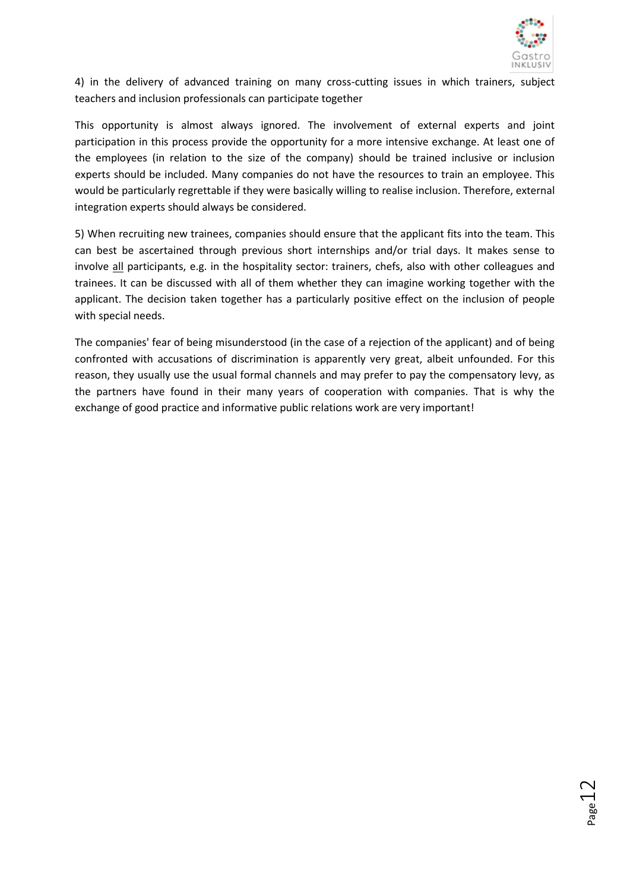4) in the delivery of advanced training on many cross-cutting issues in which trainers, subject teachers and inclusion professionals can participate together

This opportunity is almost always ignored. The involvement of external experts and joint participation in this process provide the opportunity for a more intensive exchange. At least one of the employees (in relation to the size of the company) should be trained inclusive or inclusion experts should be included. Many companies do not have the resources to train an employee. This would be particularly regrettable if they were basically willing to realise inclusion. Therefore, external integration experts should always be considered.

5) When recruiting new trainees, companies should ensure that the applicant fits into the team. This can best be ascertained through previous short internships and/or trial days. It makes sense to involve <u>all</u> participants, e.g. in the hospitality sector: trainers, chefs, also with other colleagues and trainees. It can be discussed with all of them whether they can imagine working together with the applicant. The decision taken together has a particularly positive effect on the inclusion of people with special needs.

The companies' fear of being misunderstood (in the case of a rejection of the applicant) and of being confronted with accusations of discrimination is apparently very great, albeit unfounded. For this reason, they usually use the usual formal channels and may prefer to pay the compensatory levy, as the partners have found in their many years of cooperation with companies. That is why the exchange of good practice and informative public relations work are very important!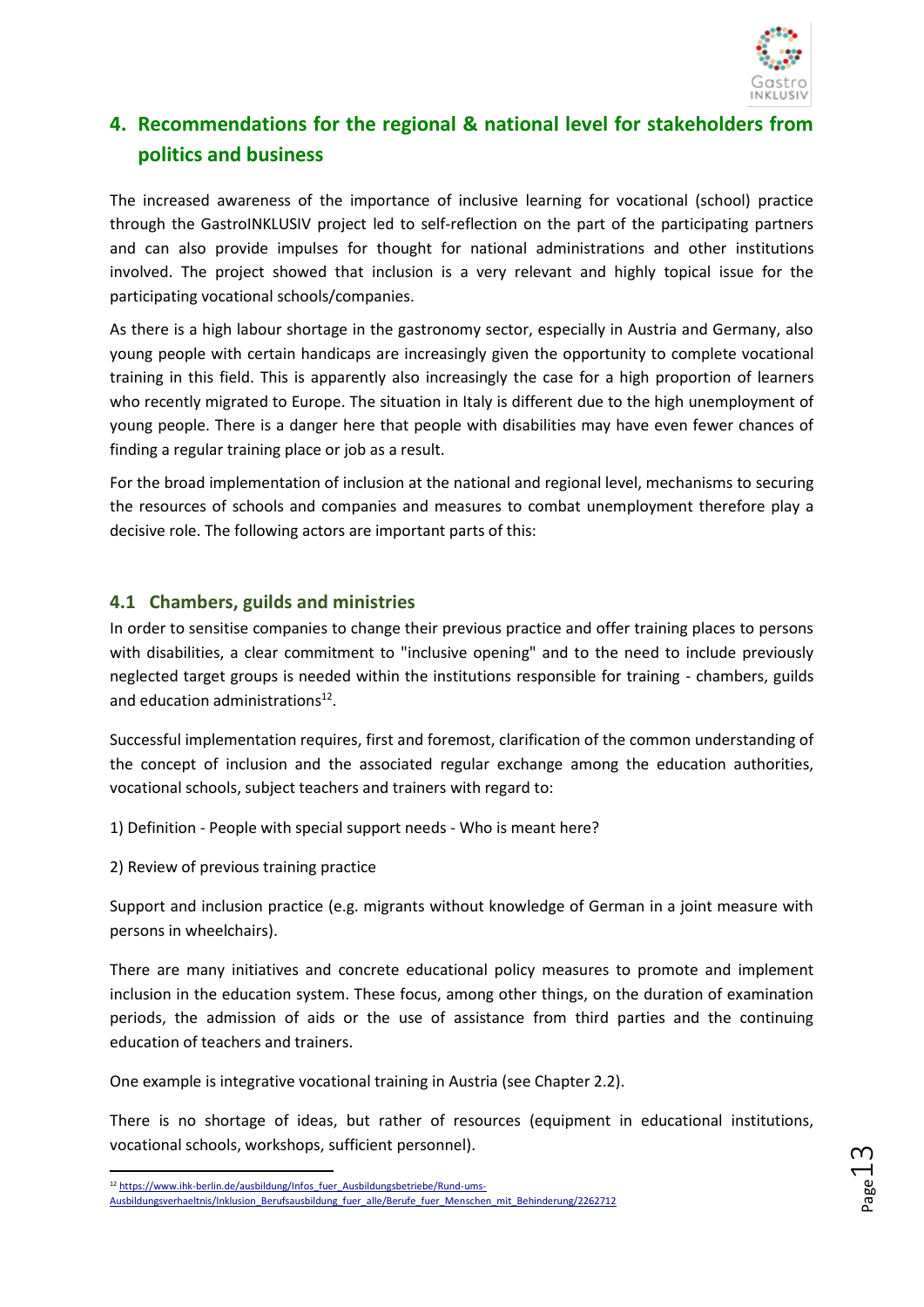## 4. Recommendations for the regional & national level for stakeholders from politics and business

The increased awareness of the importance of inclusive learning for vocational (school) practice through the GastroINKLUSIV project led to self-reflection on the part of the participating partners and can also provide impulses for thought for national administrations and other institutions involved. The project showed that inclusion is a very relevant and highly topical issue for the participating vocational schools/companies.

As there is a high labour shortage in the gastronomy sector, especially in Austria and Germany, also young people with certain handicaps are increasingly given the opportunity to complete vocational training in this field. This is apparently also increasingly the case for a high proportion of learners who recently migrated to Europe. The situation in Italy is different due to the high unemployment of young people. There is a danger here that people with disabilities may have even fewer chances of finding a regular training place or job as a result.

For the broad implementation of inclusion at the national and regional level, mechanisms to securing the resources of schools and companies and measures to combat unemployment therefore play a decisive role. The following actors are important parts of this:

### 4.1 Chambers, guilds and ministries

In order to sensitise companies to change their previous practice and offer training places to persons with disabilities, a clear commitment to "inclusive opening" and to the need to include previously neglected target groups is needed within the institutions responsible for training - chambers, guilds and education administrations[12].

Successful implementation requires, first and foremost, clarification of the common understanding of the concept of inclusion and the associated regular exchange among the education authorities, vocational schools, subject teachers and trainers with regard to:

1) Definition - People with special support needs - Who is meant here?

2) Review of previous training practice

Support and inclusion practice (e.g. migrants without knowledge of German in a joint measure with persons in wheelchairs).

There are many initiatives and concrete educational policy measures to promote and implement inclusion in the education system. These focus, among other things, on the duration of examination periods, the admission of aids or the use of assistance from third parties and the continuing education of teachers and trainers.

One example is integrative vocational training in Austria (see Chapter 2.2).

There is no shortage of ideas, but rather of resources (equipment in educational institutions, vocational schools, workshops, sufficient personnel).

[12] https://www.ihk-berlin.de/ausbildung/Infos_fuer_Ausbildungsbetriebe/Rund-ums-Ausbildungsverhaeltnis/Inklusion_Berufsausbildung_fuer_alle/Berufe_fuer_Menschen_mit_Behinderung/2262712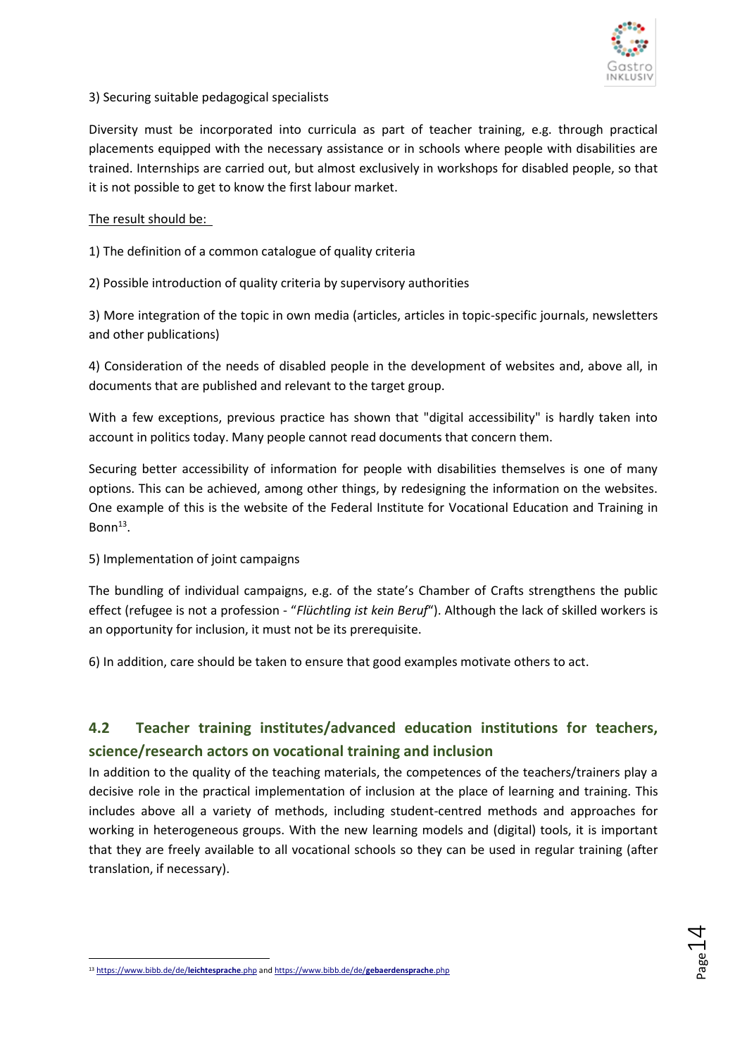3) Securing suitable pedagogical specialists

Diversity must be incorporated into curricula as part of teacher training, e.g. through practical placements equipped with the necessary assistance or in schools where people with disabilities are trained. Internships are carried out, but almost exclusively in workshops for disabled people, so that it is not possible to get to know the first labour market.

The result should be:

1) The definition of a common catalogue of quality criteria

2) Possible introduction of quality criteria by supervisory authorities

3) More integration of the topic in own media (articles, articles in topic-specific journals, newsletters and other publications)

4) Consideration of the needs of disabled people in the development of websites and, above all, in documents that are published and relevant to the target group.

With a few exceptions, previous practice has shown that "digital accessibility" is hardly taken into account in politics today. Many people cannot read documents that concern them.

Securing better accessibility of information for people with disabilities themselves is one of many options. This can be achieved, among other things, by redesigning the information on the websites. One example of this is the website of the Federal Institute for Vocational Education and Training in Bonn[13].

5) Implementation of joint campaigns

The bundling of individual campaigns, e.g. of the state's Chamber of Crafts strengthens the public effect (refugee is not a profession - "*Flüchtling ist kein Beruf*"). Although the lack of skilled workers is an opportunity for inclusion, it must not be its prerequisite.

6) In addition, care should be taken to ensure that good examples motivate others to act.

## 4.2 Teacher training institutes/advanced education institutions for teachers, science/research actors on vocational training and inclusion

In addition to the quality of the teaching materials, the competences of the teachers/trainers play a decisive role in the practical implementation of inclusion at the place of learning and training. This includes above all a variety of methods, including student-centred methods and approaches for working in heterogeneous groups. With the new learning models and (digital) tools, it is important that they are freely available to all vocational schools so they can be used in regular training (after translation, if necessary).

[13] https://www.bibb.de/de/**leichtesprache**.php and https://www.bibb.de/de/**gebaerdensprache**.php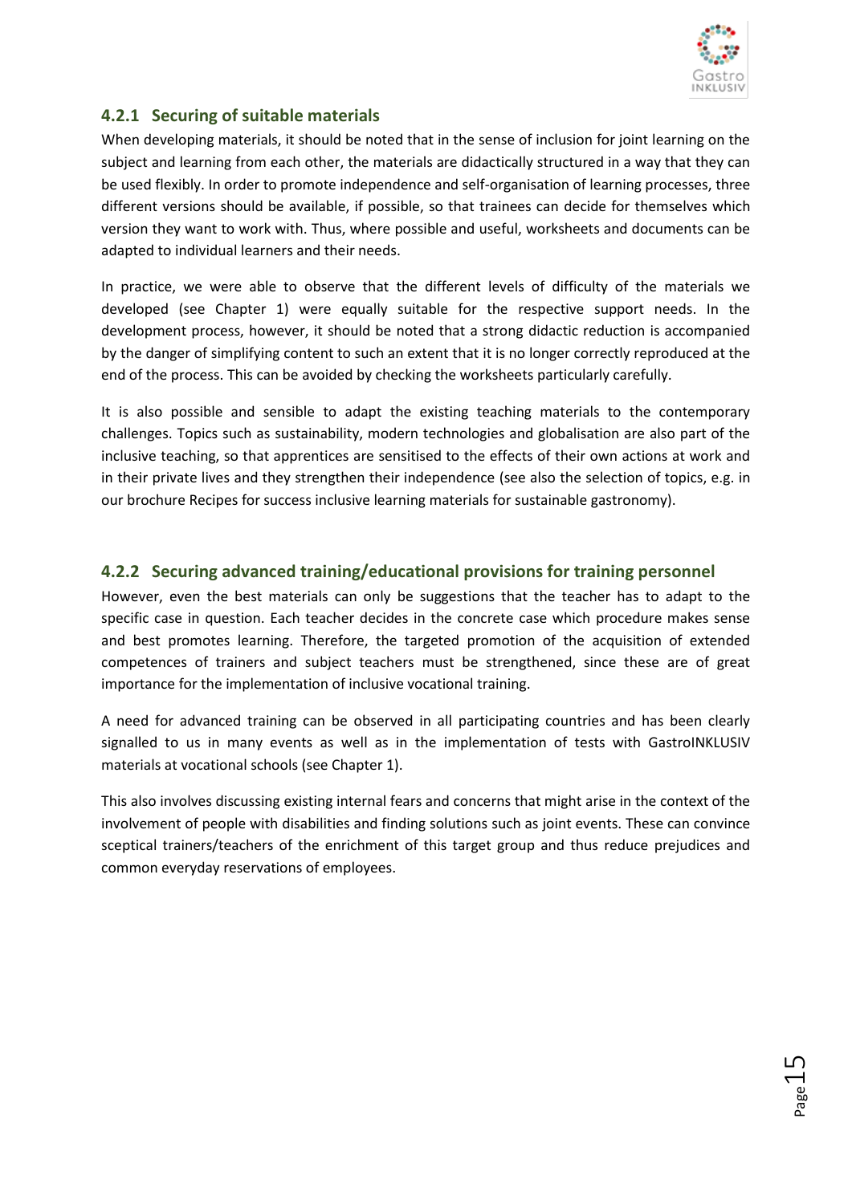### 4.2.1 Securing of suitable materials

When developing materials, it should be noted that in the sense of inclusion for joint learning on the subject and learning from each other, the materials are didactically structured in a way that they can be used flexibly. In order to promote independence and self-organisation of learning processes, three different versions should be available, if possible, so that trainees can decide for themselves which version they want to work with. Thus, where possible and useful, worksheets and documents can be adapted to individual learners and their needs.

In practice, we were able to observe that the different levels of difficulty of the materials we developed (see Chapter 1) were equally suitable for the respective support needs. In the development process, however, it should be noted that a strong didactic reduction is accompanied by the danger of simplifying content to such an extent that it is no longer correctly reproduced at the end of the process. This can be avoided by checking the worksheets particularly carefully.

It is also possible and sensible to adapt the existing teaching materials to the contemporary challenges. Topics such as sustainability, modern technologies and globalisation are also part of the inclusive teaching, so that apprentices are sensitised to the effects of their own actions at work and in their private lives and they strengthen their independence (see also the selection of topics, e.g. in our brochure Recipes for success inclusive learning materials for sustainable gastronomy).

### 4.2.2 Securing advanced training/educational provisions for training personnel

However, even the best materials can only be suggestions that the teacher has to adapt to the specific case in question. Each teacher decides in the concrete case which procedure makes sense and best promotes learning. Therefore, the targeted promotion of the acquisition of extended competences of trainers and subject teachers must be strengthened, since these are of great importance for the implementation of inclusive vocational training.

A need for advanced training can be observed in all participating countries and has been clearly signalled to us in many events as well as in the implementation of tests with GastroINKLUSIV materials at vocational schools (see Chapter 1).

This also involves discussing existing internal fears and concerns that might arise in the context of the involvement of people with disabilities and finding solutions such as joint events. These can convince sceptical trainers/teachers of the enrichment of this target group and thus reduce prejudices and common everyday reservations of employees.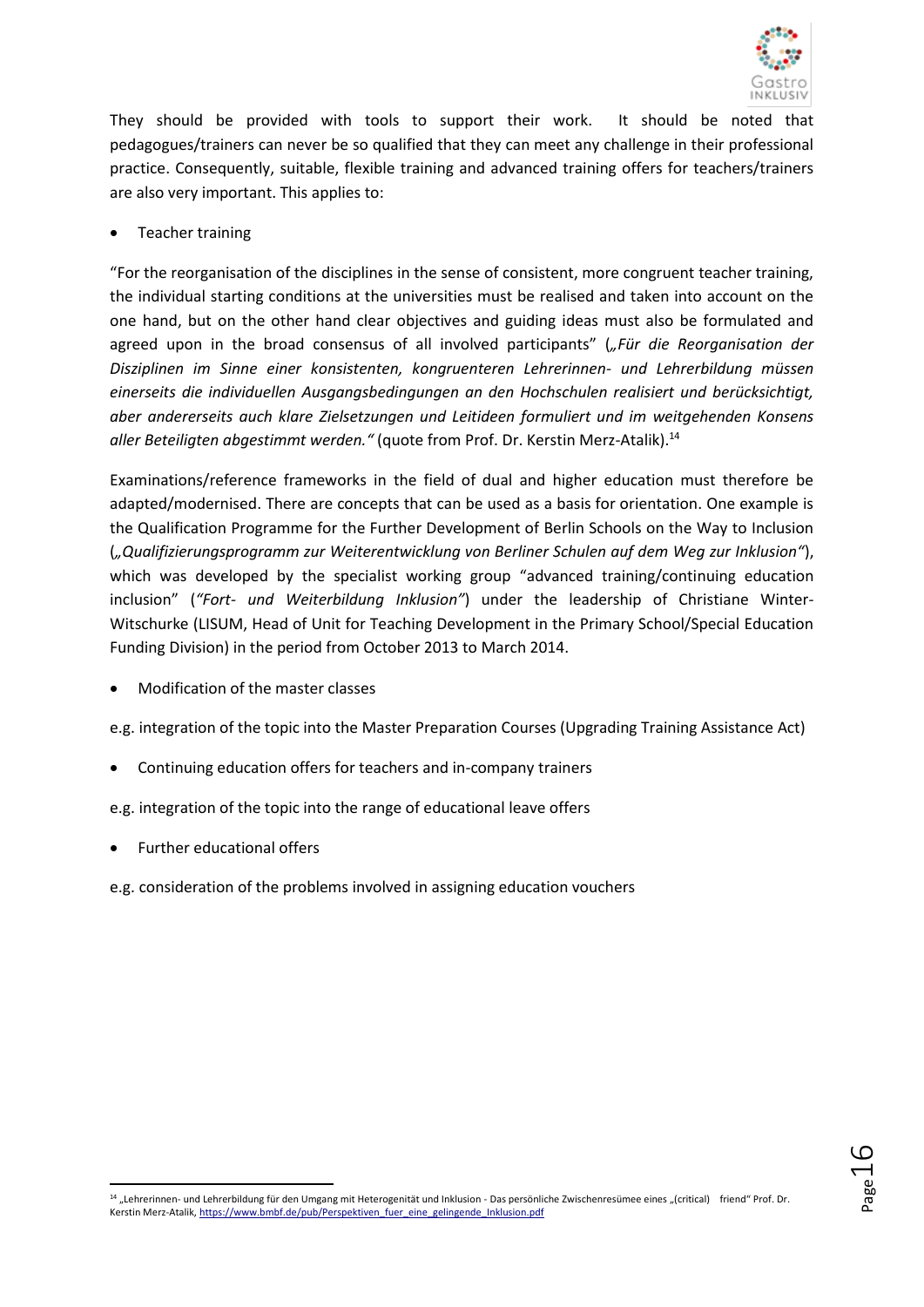They should be provided with tools to support their work. It should be noted that pedagogues/trainers can never be so qualified that they can meet any challenge in their professional practice. Consequently, suitable, flexible training and advanced training offers for teachers/trainers are also very important. This applies to:

- Teacher training

"For the reorganisation of the disciplines in the sense of consistent, more congruent teacher training, the individual starting conditions at the universities must be realised and taken into account on the one hand, but on the other hand clear objectives and guiding ideas must also be formulated and agreed upon in the broad consensus of all involved participants" (*„Für die Reorganisation der Disziplinen im Sinne einer konsistenten, kongruenteren Lehrerinnen- und Lehrerbildung müssen einerseits die individuellen Ausgangsbedingungen an den Hochschulen realisiert und berücksichtigt, aber andererseits auch klare Zielsetzungen und Leitideen formuliert und im weitgehenden Konsens aller Beteiligten abgestimmt werden."* (quote from Prof. Dr. Kerstin Merz-Atalik).[14]

Examinations/reference frameworks in the field of dual and higher education must therefore be adapted/modernised. There are concepts that can be used as a basis for orientation. One example is the Qualification Programme for the Further Development of Berlin Schools on the Way to Inclusion (*„Qualifizierungsprogramm zur Weiterentwicklung von Berliner Schulen auf dem Weg zur Inklusion"*), which was developed by the specialist working group "advanced training/continuing education inclusion" (*"Fort- und Weiterbildung Inklusion"*) under the leadership of Christiane Winter-Witschurke (LISUM, Head of Unit for Teaching Development in the Primary School/Special Education Funding Division) in the period from October 2013 to March 2014.

- Modification of the master classes

e.g. integration of the topic into the Master Preparation Courses (Upgrading Training Assistance Act)

- Continuing education offers for teachers and in-company trainers

e.g. integration of the topic into the range of educational leave offers

- Further educational offers

e.g. consideration of the problems involved in assigning education vouchers

---

[14] „Lehrerinnen- und Lehrerbildung für den Umgang mit Heterogenität und Inklusion - Das persönliche Zwischenresümee eines „(critical) friend" Prof. Dr. Kerstin Merz-Atalik, https://www.bmbf.de/pub/Perspektiven_fuer_eine_gelingende_Inklusion.pdf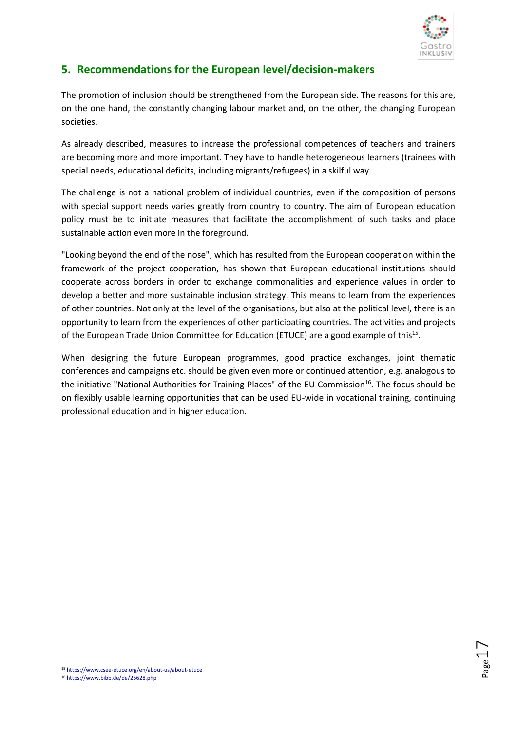## 5. Recommendations for the European level/decision-makers

The promotion of inclusion should be strengthened from the European side. The reasons for this are, on the one hand, the constantly changing labour market and, on the other, the changing European societies.

As already described, measures to increase the professional competences of teachers and trainers are becoming more and more important. They have to handle heterogeneous learners (trainees with special needs, educational deficits, including migrants/refugees) in a skilful way.

The challenge is not a national problem of individual countries, even if the composition of persons with special support needs varies greatly from country to country. The aim of European education policy must be to initiate measures that facilitate the accomplishment of such tasks and place sustainable action even more in the foreground.

"Looking beyond the end of the nose", which has resulted from the European cooperation within the framework of the project cooperation, has shown that European educational institutions should cooperate across borders in order to exchange commonalities and experience values in order to develop a better and more sustainable inclusion strategy. This means to learn from the experiences of other countries. Not only at the level of the organisations, but also at the political level, there is an opportunity to learn from the experiences of other participating countries. The activities and projects of the European Trade Union Committee for Education (ETUCE) are a good example of this[15].

When designing the future European programmes, good practice exchanges, joint thematic conferences and campaigns etc. should be given even more or continued attention, e.g. analogous to the initiative "National Authorities for Training Places" of the EU Commission[16]. The focus should be on flexibly usable learning opportunities that can be used EU-wide in vocational training, continuing professional education and in higher education.

---

[15] https://www.csee-etuce.org/en/about-us/about-etuce

[16] https://www.bibb.de/de/25628.php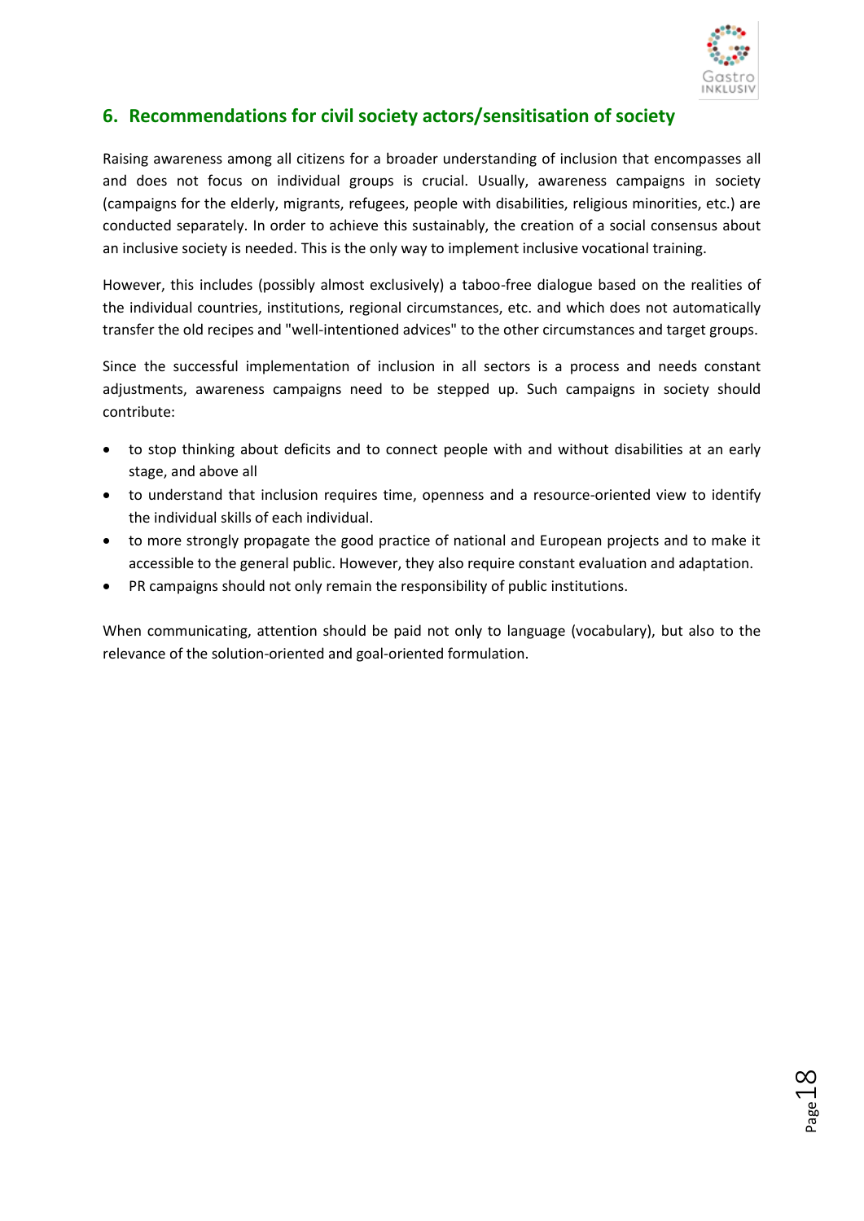## 6. Recommendations for civil society actors/sensitisation of society

Raising awareness among all citizens for a broader understanding of inclusion that encompasses all and does not focus on individual groups is crucial. Usually, awareness campaigns in society (campaigns for the elderly, migrants, refugees, people with disabilities, religious minorities, etc.) are conducted separately. In order to achieve this sustainably, the creation of a social consensus about an inclusive society is needed. This is the only way to implement inclusive vocational training.

However, this includes (possibly almost exclusively) a taboo-free dialogue based on the realities of the individual countries, institutions, regional circumstances, etc. and which does not automatically transfer the old recipes and "well-intentioned advices" to the other circumstances and target groups.

Since the successful implementation of inclusion in all sectors is a process and needs constant adjustments, awareness campaigns need to be stepped up. Such campaigns in society should contribute:

- to stop thinking about deficits and to connect people with and without disabilities at an early stage, and above all
- to understand that inclusion requires time, openness and a resource-oriented view to identify the individual skills of each individual.
- to more strongly propagate the good practice of national and European projects and to make it accessible to the general public. However, they also require constant evaluation and adaptation.
- PR campaigns should not only remain the responsibility of public institutions.

When communicating, attention should be paid not only to language (vocabulary), but also to the relevance of the solution-oriented and goal-oriented formulation.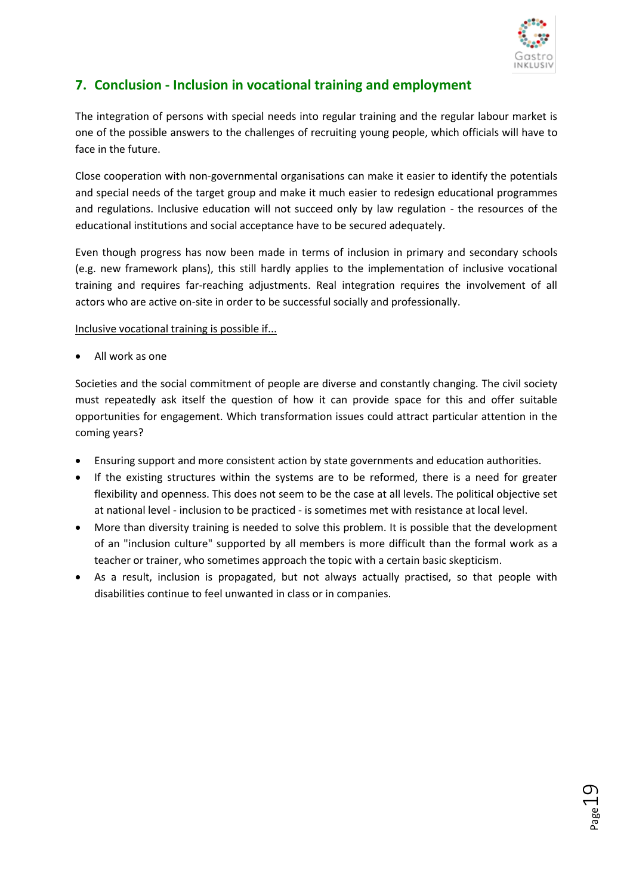## 7. Conclusion - Inclusion in vocational training and employment

The integration of persons with special needs into regular training and the regular labour market is one of the possible answers to the challenges of recruiting young people, which officials will have to face in the future.

Close cooperation with non-governmental organisations can make it easier to identify the potentials and special needs of the target group and make it much easier to redesign educational programmes and regulations. Inclusive education will not succeed only by law regulation - the resources of the educational institutions and social acceptance have to be secured adequately.

Even though progress has now been made in terms of inclusion in primary and secondary schools (e.g. new framework plans), this still hardly applies to the implementation of inclusive vocational training and requires far-reaching adjustments. Real integration requires the involvement of all actors who are active on-site in order to be successful socially and professionally.

Inclusive vocational training is possible if...

- All work as one

Societies and the social commitment of people are diverse and constantly changing. The civil society must repeatedly ask itself the question of how it can provide space for this and offer suitable opportunities for engagement. Which transformation issues could attract particular attention in the coming years?

- Ensuring support and more consistent action by state governments and education authorities.
- If the existing structures within the systems are to be reformed, there is a need for greater flexibility and openness. This does not seem to be the case at all levels. The political objective set at national level - inclusion to be practiced - is sometimes met with resistance at local level.
- More than diversity training is needed to solve this problem. It is possible that the development of an "inclusion culture" supported by all members is more difficult than the formal work as a teacher or trainer, who sometimes approach the topic with a certain basic skepticism.
- As a result, inclusion is propagated, but not always actually practised, so that people with disabilities continue to feel unwanted in class or in companies.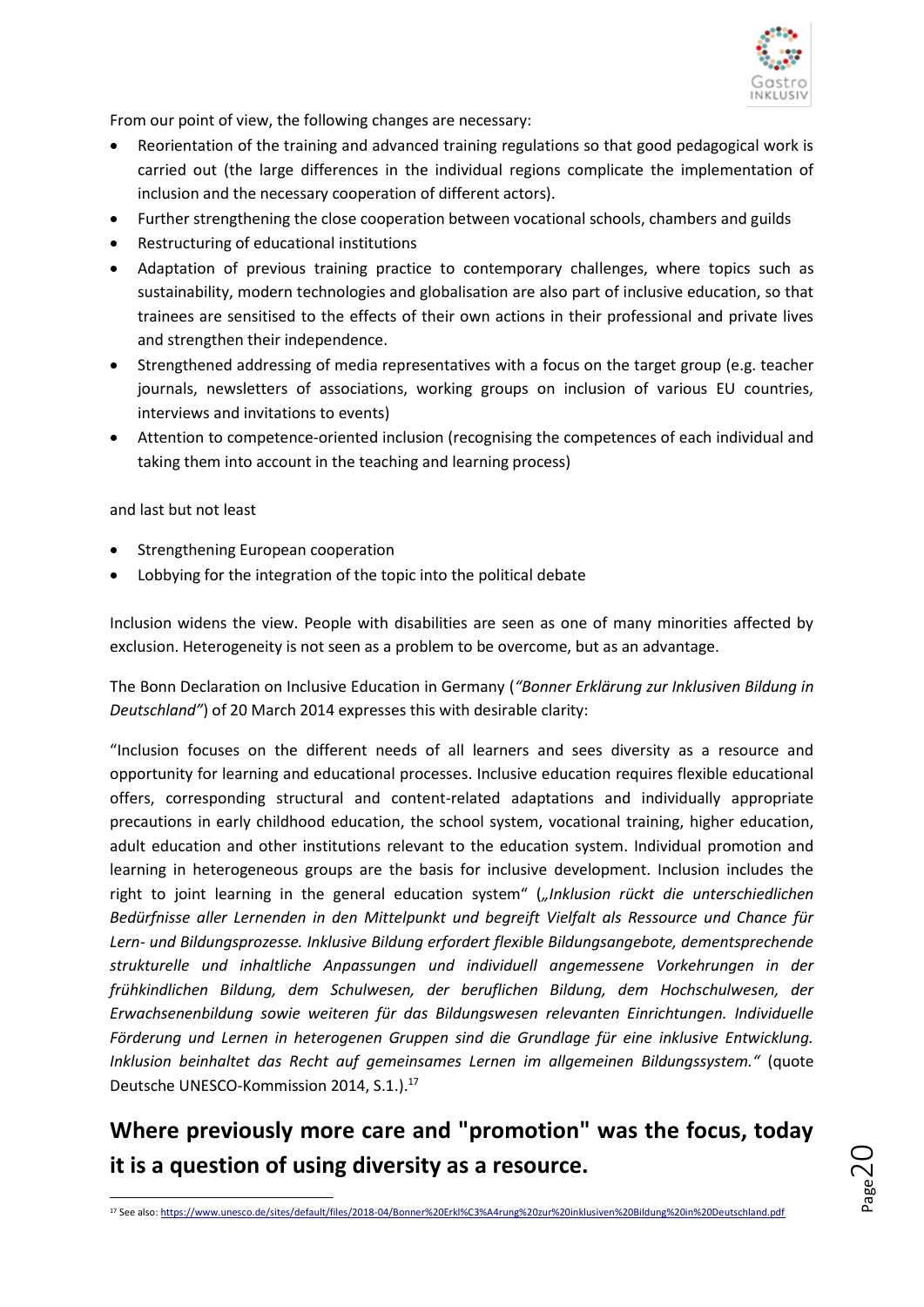From our point of view, the following changes are necessary:

- Reorientation of the training and advanced training regulations so that good pedagogical work is carried out (the large differences in the individual regions complicate the implementation of inclusion and the necessary cooperation of different actors).
- Further strengthening the close cooperation between vocational schools, chambers and guilds
- Restructuring of educational institutions
- Adaptation of previous training practice to contemporary challenges, where topics such as sustainability, modern technologies and globalisation are also part of inclusive education, so that trainees are sensitised to the effects of their own actions in their professional and private lives and strengthen their independence.
- Strengthened addressing of media representatives with a focus on the target group (e.g. teacher journals, newsletters of associations, working groups on inclusion of various EU countries, interviews and invitations to events)
- Attention to competence-oriented inclusion (recognising the competences of each individual and taking them into account in the teaching and learning process)

and last but not least

- Strengthening European cooperation
- Lobbying for the integration of the topic into the political debate

Inclusion widens the view. People with disabilities are seen as one of many minorities affected by exclusion. Heterogeneity is not seen as a problem to be overcome, but as an advantage.

The Bonn Declaration on Inclusive Education in Germany (*"Bonner Erklärung zur Inklusiven Bildung in Deutschland"*) of 20 March 2014 expresses this with desirable clarity:

"Inclusion focuses on the different needs of all learners and sees diversity as a resource and opportunity for learning and educational processes. Inclusive education requires flexible educational offers, corresponding structural and content-related adaptations and individually appropriate precautions in early childhood education, the school system, vocational training, higher education, adult education and other institutions relevant to the education system. Individual promotion and learning in heterogeneous groups are the basis for inclusive development. Inclusion includes the right to joint learning in the general education system" (*„Inklusion rückt die unterschiedlichen Bedürfnisse aller Lernenden in den Mittelpunkt und begreift Vielfalt als Ressource und Chance für Lern- und Bildungsprozesse. Inklusive Bildung erfordert flexible Bildungsangebote, dementsprechende strukturelle und inhaltliche Anpassungen und individuell angemessene Vorkehrungen in der frühkindlichen Bildung, dem Schulwesen, der beruflichen Bildung, dem Hochschulwesen, der Erwachsenenbildung sowie weiteren für das Bildungswesen relevanten Einrichtungen. Individuelle Förderung und Lernen in heterogenen Gruppen sind die Grundlage für eine inklusive Entwicklung. Inklusion beinhaltet das Recht auf gemeinsames Lernen im allgemeinen Bildungssystem."* (quote Deutsche UNESCO-Kommission 2014, S.1.).[17]

## Where previously more care and "promotion" was the focus, today it is a question of using diversity as a resource.

[17] See also: https://www.unesco.de/sites/default/files/2018-04/Bonner%20Erkl%C3%A4rung%20zur%20inklusiven%20Bildung%20in%20Deutschland.pdf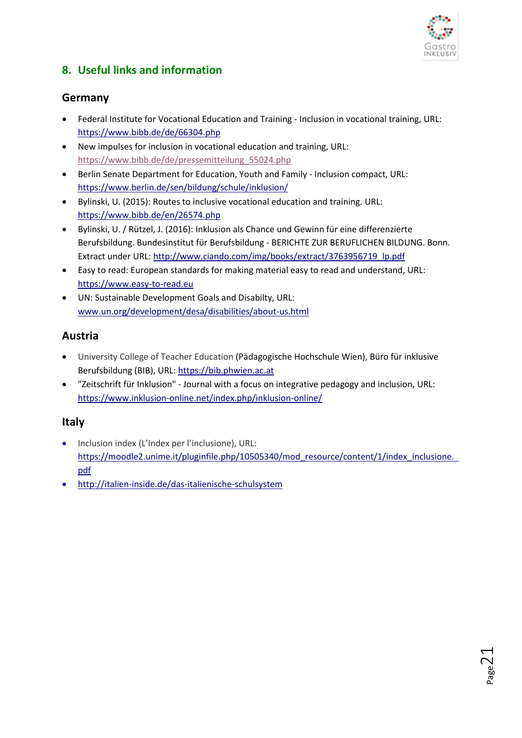## 8. Useful links and information

### Germany

- Federal Institute for Vocational Education and Training - Inclusion in vocational training, URL: https://www.bibb.de/de/66304.php
- New impulses for inclusion in vocational education and training, URL: https://www.bibb.de/de/pressemitteilung_55024.php
- Berlin Senate Department for Education, Youth and Family - Inclusion compact, URL: https://www.berlin.de/sen/bildung/schule/inklusion/
- Bylinski, U. (2015): Routes to inclusive vocational education and training. URL: https://www.bibb.de/en/26574.php
- Bylinski, U. / Rützel, J. (2016): Inklusion als Chance und Gewinn für eine differenzierte Berufsbildung. Bundesinstitut für Berufsbildung - BERICHTE ZUR BERUFLICHEN BILDUNG. Bonn. Extract under URL: http://www.ciando.com/img/books/extract/3763956719_lp.pdf
- Easy to read: European standards for making material easy to read and understand, URL: https://www.easy-to-read.eu
- UN: Sustainable Development Goals and Disabilty, URL: www.un.org/development/desa/disabilities/about-us.html

### Austria

- University College of Teacher Education (Pädagogische Hochschule Wien), Büro für inklusive Berufsbildung (BIB), URL: https://bib.phwien.ac.at
- "Zeitschrift für Inklusion" - Journal with a focus on integrative pedagogy and inclusion, URL: https://www.inklusion-online.net/index.php/inklusion-online/

### Italy

- Inclusion index (L'Index per l'inclusione), URL: https://moodle2.unime.it/pluginfile.php/10505340/mod_resource/content/1/index_inclusione.pdf
- http://italien-inside.de/das-italienische-schulsystem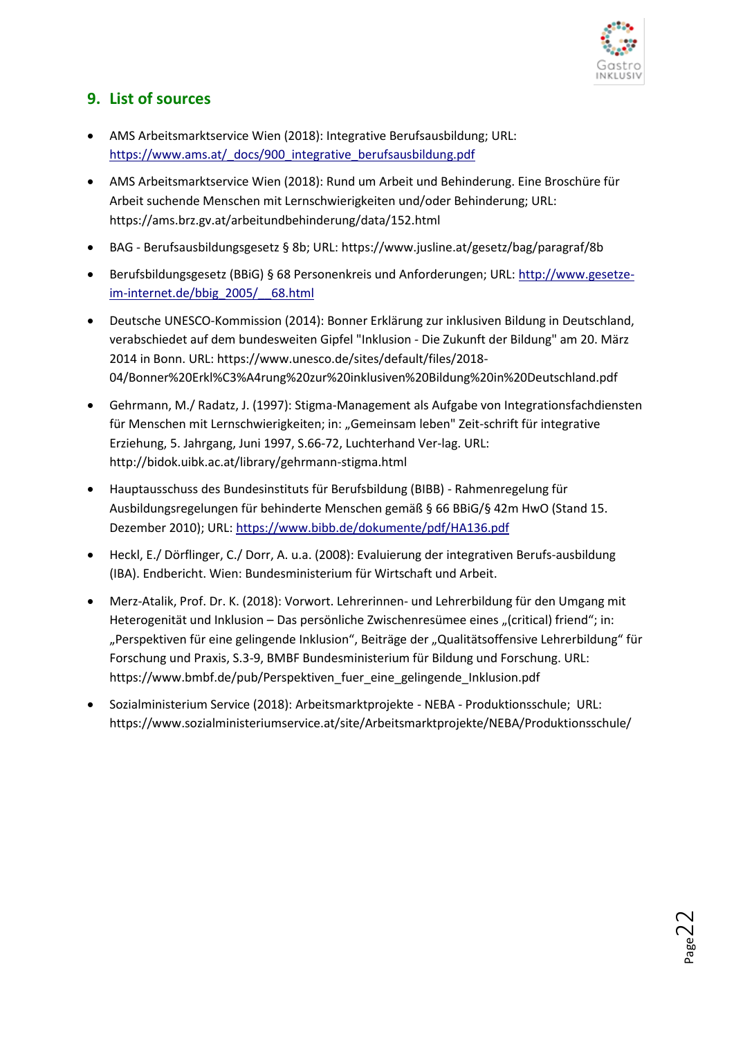## 9. List of sources

- AMS Arbeitsmarktservice Wien (2018): Integrative Berufsausbildung; URL: https://www.ams.at/_docs/900_integrative_berufsausbildung.pdf
- AMS Arbeitsmarktservice Wien (2018): Rund um Arbeit und Behinderung. Eine Broschüre für Arbeit suchende Menschen mit Lernschwierigkeiten und/oder Behinderung; URL: https://ams.brz.gv.at/arbeitundbehinderung/data/152.html
- BAG - Berufsausbildungsgesetz § 8b; URL: https://www.jusline.at/gesetz/bag/paragraf/8b
- Berufsbildungsgesetz (BBiG) § 68 Personenkreis und Anforderungen; URL: http://www.gesetze-im-internet.de/bbig_2005/__68.html
- Deutsche UNESCO-Kommission (2014): Bonner Erklärung zur inklusiven Bildung in Deutschland, verabschiedet auf dem bundesweiten Gipfel "Inklusion - Die Zukunft der Bildung" am 20. März 2014 in Bonn. URL: https://www.unesco.de/sites/default/files/2018-04/Bonner%20Erkl%C3%A4rung%20zur%20inklusiven%20Bildung%20in%20Deutschland.pdf
- Gehrmann, M./ Radatz, J. (1997): Stigma-Management als Aufgabe von Integrationsfachdiensten für Menschen mit Lernschwierigkeiten; in: „Gemeinsam leben" Zeit-schrift für integrative Erziehung, 5. Jahrgang, Juni 1997, S.66-72, Luchterhand Ver-lag. URL: http://bidok.uibk.ac.at/library/gehrmann-stigma.html
- Hauptausschuss des Bundesinstituts für Berufsbildung (BIBB) - Rahmenregelung für Ausbildungsregelungen für behinderte Menschen gemäß § 66 BBiG/§ 42m HwO (Stand 15. Dezember 2010); URL: https://www.bibb.de/dokumente/pdf/HA136.pdf
- Heckl, E./ Dörflinger, C./ Dorr, A. u.a. (2008): Evaluierung der integrativen Berufs-ausbildung (IBA). Endbericht. Wien: Bundesministerium für Wirtschaft und Arbeit.
- Merz-Atalik, Prof. Dr. K. (2018): Vorwort. Lehrerinnen- und Lehrerbildung für den Umgang mit Heterogenität und Inklusion – Das persönliche Zwischenresümee eines „(critical) friend"; in: „Perspektiven für eine gelingende Inklusion", Beiträge der „Qualitätsoffensive Lehrerbildung" für Forschung und Praxis, S.3-9, BMBF Bundesministerium für Bildung und Forschung. URL: https://www.bmbf.de/pub/Perspektiven_fuer_eine_gelingende_Inklusion.pdf
- Sozialministerium Service (2018): Arbeitsmarktprojekte - NEBA - Produktionsschule; URL: https://www.sozialministeriumservice.at/site/Arbeitsmarktprojekte/NEBA/Produktionsschule/